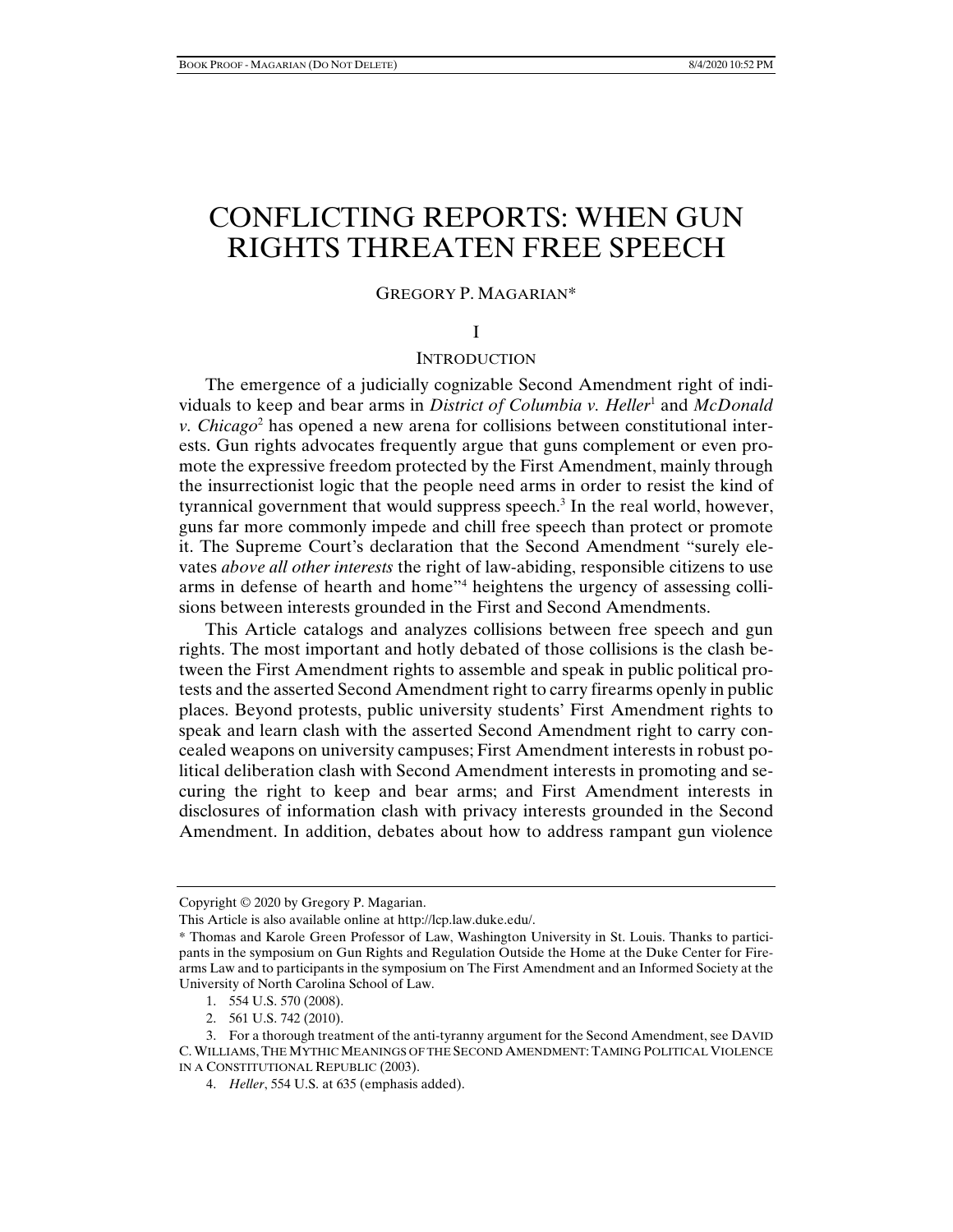# CONFLICTING REPORTS: WHEN GUN RIGHTS THREATEN FREE SPEECH

GREGORY P. MAGARIAN*

## I

## INTRODUCTION

The emergence of a judicially cognizable Second Amendment right of individuals to keep and bear arms in *District of Columbia v. Heller*[1] and *McDonald v. Chicago*[2] has opened a new arena for collisions between constitutional interests. Gun rights advocates frequently argue that guns complement or even promote the expressive freedom protected by the First Amendment, mainly through the insurrectionist logic that the people need arms in order to resist the kind of tyrannical government that would suppress speech.[3] In the real world, however, guns far more commonly impede and chill free speech than protect or promote it. The Supreme Court's declaration that the Second Amendment "surely elevates *above all other interests* the right of law-abiding, responsible citizens to use arms in defense of hearth and home"[4] heightens the urgency of assessing collisions between interests grounded in the First and Second Amendments.

This Article catalogs and analyzes collisions between free speech and gun rights. The most important and hotly debated of those collisions is the clash between the First Amendment rights to assemble and speak in public political protests and the asserted Second Amendment right to carry firearms openly in public places. Beyond protests, public university students' First Amendment rights to speak and learn clash with the asserted Second Amendment right to carry concealed weapons on university campuses; First Amendment interests in robust political deliberation clash with Second Amendment interests in promoting and securing the right to keep and bear arms; and First Amendment interests in disclosures of information clash with privacy interests grounded in the Second Amendment. In addition, debates about how to address rampant gun violence

---

Copyright © 2020 by Gregory P. Magarian.

This Article is also available online at http://lcp.law.duke.edu/.

\* Thomas and Karole Green Professor of Law, Washington University in St. Louis. Thanks to participants in the symposium on Gun Rights and Regulation Outside the Home at the Duke Center for Firearms Law and to participants in the symposium on The First Amendment and an Informed Society at the University of North Carolina School of Law.

1. 554 U.S. 570 (2008).

2. 561 U.S. 742 (2010).

3. For a thorough treatment of the anti-tyranny argument for the Second Amendment, see DAVID C. WILLIAMS, THE MYTHIC MEANINGS OF THE SECOND AMENDMENT: TAMING POLITICAL VIOLENCE IN A CONSTITUTIONAL REPUBLIC (2003).

4. *Heller*, 554 U.S. at 635 (emphasis added).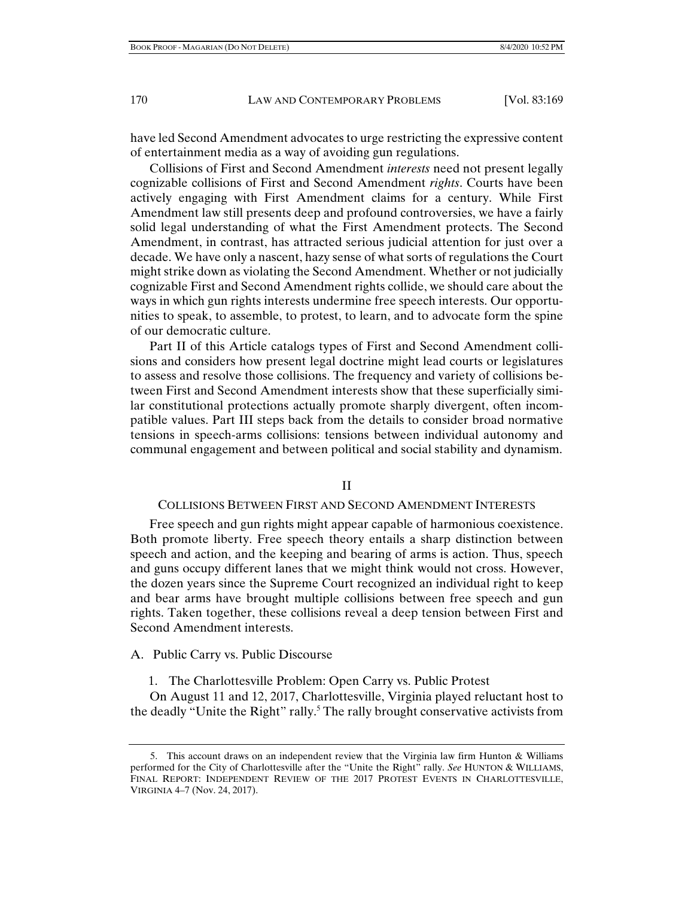have led Second Amendment advocates to urge restricting the expressive content of entertainment media as a way of avoiding gun regulations.

Collisions of First and Second Amendment *interests* need not present legally cognizable collisions of First and Second Amendment *rights*. Courts have been actively engaging with First Amendment claims for a century. While First Amendment law still presents deep and profound controversies, we have a fairly solid legal understanding of what the First Amendment protects. The Second Amendment, in contrast, has attracted serious judicial attention for just over a decade. We have only a nascent, hazy sense of what sorts of regulations the Court might strike down as violating the Second Amendment. Whether or not judicially cognizable First and Second Amendment rights collide, we should care about the ways in which gun rights interests undermine free speech interests. Our opportunities to speak, to assemble, to protest, to learn, and to advocate form the spine of our democratic culture.

Part II of this Article catalogs types of First and Second Amendment collisions and considers how present legal doctrine might lead courts or legislatures to assess and resolve those collisions. The frequency and variety of collisions between First and Second Amendment interests show that these superficially similar constitutional protections actually promote sharply divergent, often incompatible values. Part III steps back from the details to consider broad normative tensions in speech-arms collisions: tensions between individual autonomy and communal engagement and between political and social stability and dynamism.

## II

## COLLISIONS BETWEEN FIRST AND SECOND AMENDMENT INTERESTS

Free speech and gun rights might appear capable of harmonious coexistence. Both promote liberty. Free speech theory entails a sharp distinction between speech and action, and the keeping and bearing of arms is action. Thus, speech and guns occupy different lanes that we might think would not cross. However, the dozen years since the Supreme Court recognized an individual right to keep and bear arms have brought multiple collisions between free speech and gun rights. Taken together, these collisions reveal a deep tension between First and Second Amendment interests.

### A. Public Carry vs. Public Discourse

#### 1. The Charlottesville Problem: Open Carry vs. Public Protest

On August 11 and 12, 2017, Charlottesville, Virginia played reluctant host to the deadly "Unite the Right" rally.[5] The rally brought conservative activists from

5. This account draws on an independent review that the Virginia law firm Hunton & Williams performed for the City of Charlottesville after the "Unite the Right" rally. *See* HUNTON & WILLIAMS, FINAL REPORT: INDEPENDENT REVIEW OF THE 2017 PROTEST EVENTS IN CHARLOTTESVILLE, VIRGINIA 4–7 (Nov. 24, 2017).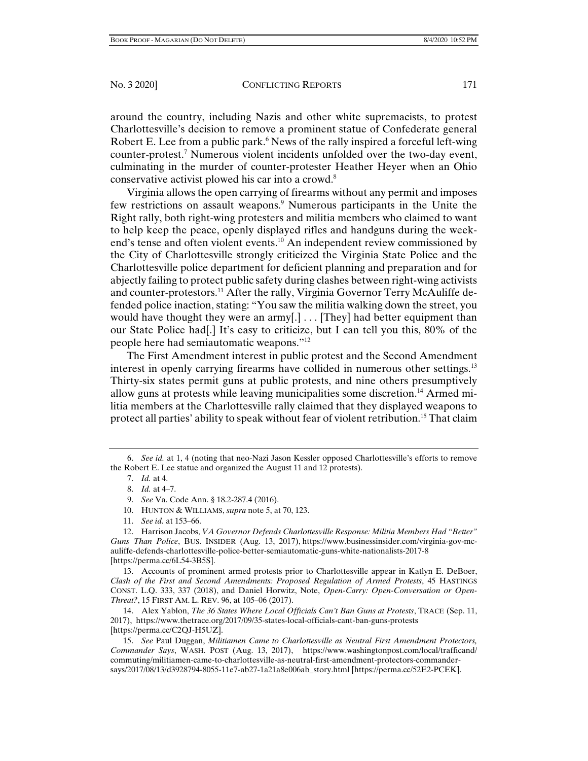around the country, including Nazis and other white supremacists, to protest Charlottesville's decision to remove a prominent statue of Confederate general Robert E. Lee from a public park.[6] News of the rally inspired a forceful left-wing counter-protest.[7] Numerous violent incidents unfolded over the two-day event, culminating in the murder of counter-protester Heather Heyer when an Ohio conservative activist plowed his car into a crowd.[8]

Virginia allows the open carrying of firearms without any permit and imposes few restrictions on assault weapons.[9] Numerous participants in the Unite the Right rally, both right-wing protesters and militia members who claimed to want to help keep the peace, openly displayed rifles and handguns during the weekend's tense and often violent events.[10] An independent review commissioned by the City of Charlottesville strongly criticized the Virginia State Police and the Charlottesville police department for deficient planning and preparation and for abjectly failing to protect public safety during clashes between right-wing activists and counter-protestors.[11] After the rally, Virginia Governor Terry McAuliffe defended police inaction, stating: "You saw the militia walking down the street, you would have thought they were an army[.] . . . [They] had better equipment than our State Police had[.] It's easy to criticize, but I can tell you this, 80% of the people here had semiautomatic weapons."[12]

The First Amendment interest in public protest and the Second Amendment interest in openly carrying firearms have collided in numerous other settings.[13] Thirty-six states permit guns at public protests, and nine others presumptively allow guns at protests while leaving municipalities some discretion.[14] Armed militia members at the Charlottesville rally claimed that they displayed weapons to protect all parties' ability to speak without fear of violent retribution.[15] That claim

---

6. *See id.* at 1, 4 (noting that neo-Nazi Jason Kessler opposed Charlottesville's efforts to remove the Robert E. Lee statue and organized the August 11 and 12 protests).

7. *Id.* at 4.

8. *Id.* at 4–7.

9. *See* Va. Code Ann. § 18.2-287.4 (2016).

10. HUNTON & WILLIAMS, *supra* note 5, at 70, 123.

11. *See id.* at 153–66.

12. Harrison Jacobs, *VA Governor Defends Charlottesville Response: Militia Members Had "Better" Guns Than Police*, BUS. INSIDER (Aug. 13, 2017), https://www.businessinsider.com/virginia-gov-mc-auliffe-defends-charlottesville-police-better-semiautomatic-guns-white-nationalists-2017-8 [https://perma.cc/6L54-3B5S].

13. Accounts of prominent armed protests prior to Charlottesville appear in Katlyn E. DeBoer, *Clash of the First and Second Amendments: Proposed Regulation of Armed Protests*, 45 HASTINGS CONST. L.Q. 333, 337 (2018), and Daniel Horwitz, Note, *Open-Carry: Open-Conversation or Open-Threat?*, 15 FIRST AM. L. REV. 96, at 105–06 (2017).

14. Alex Yablon, *The 36 States Where Local Officials Can't Ban Guns at Protests*, TRACE (Sep. 11, 2017), https://www.thetrace.org/2017/09/35-states-local-officials-cant-ban-guns-protests [https://perma.cc/C2QJ-H5UZ].

15. *See* Paul Duggan, *Militiamen Came to Charlottesville as Neutral First Amendment Protectors, Commander Says*, WASH. POST (Aug. 13, 2017), https://www.washingtonpost.com/local/trafficand/commuting/militiamen-came-to-charlottesville-as-neutral-first-amendment-protectors-commander-says/2017/08/13/d3928794-8055-11e7-ab27-1a21a8e006ab_story.html [https://perma.cc/52E2-PCEK].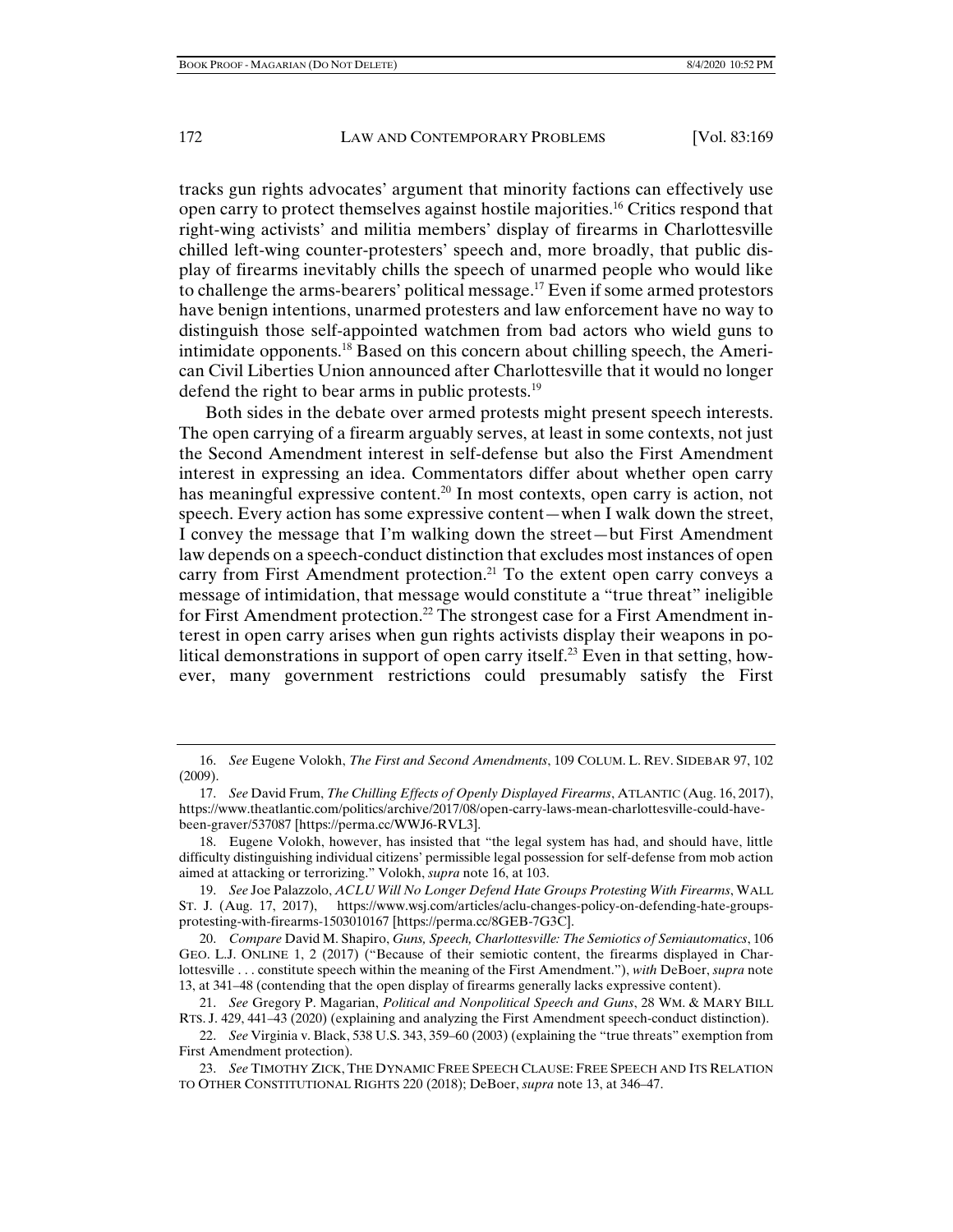tracks gun rights advocates' argument that minority factions can effectively use open carry to protect themselves against hostile majorities.[16] Critics respond that right-wing activists' and militia members' display of firearms in Charlottesville chilled left-wing counter-protesters' speech and, more broadly, that public display of firearms inevitably chills the speech of unarmed people who would like to challenge the arms-bearers' political message.[17] Even if some armed protestors have benign intentions, unarmed protesters and law enforcement have no way to distinguish those self-appointed watchmen from bad actors who wield guns to intimidate opponents.[18] Based on this concern about chilling speech, the American Civil Liberties Union announced after Charlottesville that it would no longer defend the right to bear arms in public protests.[19]

Both sides in the debate over armed protests might present speech interests. The open carrying of a firearm arguably serves, at least in some contexts, not just the Second Amendment interest in self-defense but also the First Amendment interest in expressing an idea. Commentators differ about whether open carry has meaningful expressive content.[20] In most contexts, open carry is action, not speech. Every action has some expressive content—when I walk down the street, I convey the message that I'm walking down the street—but First Amendment law depends on a speech-conduct distinction that excludes most instances of open carry from First Amendment protection.[21] To the extent open carry conveys a message of intimidation, that message would constitute a "true threat" ineligible for First Amendment protection.[22] The strongest case for a First Amendment interest in open carry arises when gun rights activists display their weapons in political demonstrations in support of open carry itself.[23] Even in that setting, however, many government restrictions could presumably satisfy the First

---

16. *See* Eugene Volokh, *The First and Second Amendments*, 109 COLUM. L. REV. SIDEBAR 97, 102 (2009).

17. *See* David Frum, *The Chilling Effects of Openly Displayed Firearms*, ATLANTIC (Aug. 16, 2017), https://www.theatlantic.com/politics/archive/2017/08/open-carry-laws-mean-charlottesville-could-have-been-graver/537087 [https://perma.cc/WWJ6-RVL3].

18. Eugene Volokh, however, has insisted that "the legal system has had, and should have, little difficulty distinguishing individual citizens' permissible legal possession for self-defense from mob action aimed at attacking or terrorizing." Volokh, *supra* note 16, at 103.

19. *See* Joe Palazzolo, *ACLU Will No Longer Defend Hate Groups Protesting With Firearms*, WALL ST. J. (Aug. 17, 2017), https://www.wsj.com/articles/aclu-changes-policy-on-defending-hate-groups-protesting-with-firearms-1503010167 [https://perma.cc/8GEB-7G3C].

20. *Compare* David M. Shapiro, *Guns, Speech, Charlottesville: The Semiotics of Semiautomatics*, 106 GEO. L.J. ONLINE 1, 2 (2017) ("Because of their semiotic content, the firearms displayed in Charlottesville . . . constitute speech within the meaning of the First Amendment."), *with* DeBoer, *supra* note 13, at 341–48 (contending that the open display of firearms generally lacks expressive content).

21. *See* Gregory P. Magarian, *Political and Nonpolitical Speech and Guns*, 28 WM. & MARY BILL RTS. J. 429, 441–43 (2020) (explaining and analyzing the First Amendment speech-conduct distinction).

22. *See* Virginia v. Black, 538 U.S. 343, 359–60 (2003) (explaining the "true threats" exemption from First Amendment protection).

23. *See* TIMOTHY ZICK, THE DYNAMIC FREE SPEECH CLAUSE: FREE SPEECH AND ITS RELATION TO OTHER CONSTITUTIONAL RIGHTS 220 (2018); DeBoer, *supra* note 13, at 346–47.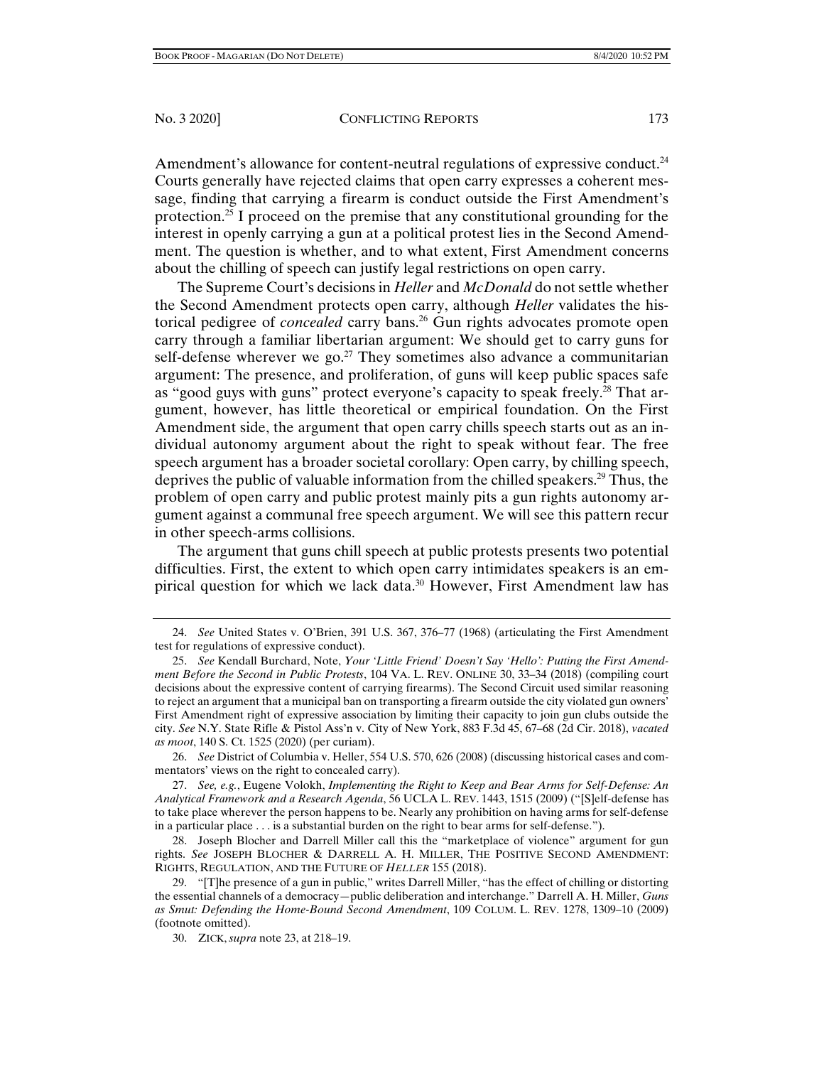Amendment's allowance for content-neutral regulations of expressive conduct.[24] Courts generally have rejected claims that open carry expresses a coherent message, finding that carrying a firearm is conduct outside the First Amendment's protection.[25] I proceed on the premise that any constitutional grounding for the interest in openly carrying a gun at a political protest lies in the Second Amendment. The question is whether, and to what extent, First Amendment concerns about the chilling of speech can justify legal restrictions on open carry.

The Supreme Court's decisions in *Heller* and *McDonald* do not settle whether the Second Amendment protects open carry, although *Heller* validates the historical pedigree of *concealed* carry bans.[26] Gun rights advocates promote open carry through a familiar libertarian argument: We should get to carry guns for self-defense wherever we go.[27] They sometimes also advance a communitarian argument: The presence, and proliferation, of guns will keep public spaces safe as "good guys with guns" protect everyone's capacity to speak freely.[28] That argument, however, has little theoretical or empirical foundation. On the First Amendment side, the argument that open carry chills speech starts out as an individual autonomy argument about the right to speak without fear. The free speech argument has a broader societal corollary: Open carry, by chilling speech, deprives the public of valuable information from the chilled speakers.[29] Thus, the problem of open carry and public protest mainly pits a gun rights autonomy argument against a communal free speech argument. We will see this pattern recur in other speech-arms collisions.

The argument that guns chill speech at public protests presents two potential difficulties. First, the extent to which open carry intimidates speakers is an empirical question for which we lack data.[30] However, First Amendment law has

---

24. *See* United States v. O'Brien, 391 U.S. 367, 376–77 (1968) (articulating the First Amendment test for regulations of expressive conduct).

25. *See* Kendall Burchard, Note, *Your 'Little Friend' Doesn't Say 'Hello': Putting the First Amendment Before the Second in Public Protests*, 104 VA. L. REV. ONLINE 30, 33–34 (2018) (compiling court decisions about the expressive content of carrying firearms). The Second Circuit used similar reasoning to reject an argument that a municipal ban on transporting a firearm outside the city violated gun owners' First Amendment right of expressive association by limiting their capacity to join gun clubs outside the city. *See* N.Y. State Rifle & Pistol Ass'n v. City of New York, 883 F.3d 45, 67–68 (2d Cir. 2018), *vacated as moot*, 140 S. Ct. 1525 (2020) (per curiam).

26. *See* District of Columbia v. Heller, 554 U.S. 570, 626 (2008) (discussing historical cases and commentators' views on the right to concealed carry).

27. *See, e.g.*, Eugene Volokh, *Implementing the Right to Keep and Bear Arms for Self-Defense: An Analytical Framework and a Research Agenda*, 56 UCLA L. REV. 1443, 1515 (2009) ("[S]elf-defense has to take place wherever the person happens to be. Nearly any prohibition on having arms for self-defense in a particular place . . . is a substantial burden on the right to bear arms for self-defense.").

28. Joseph Blocher and Darrell Miller call this the "marketplace of violence" argument for gun rights. *See* JOSEPH BLOCHER & DARRELL A. H. MILLER, THE POSITIVE SECOND AMENDMENT: RIGHTS, REGULATION, AND THE FUTURE OF *HELLER* 155 (2018).

29. "[T]he presence of a gun in public," writes Darrell Miller, "has the effect of chilling or distorting the essential channels of a democracy—public deliberation and interchange." Darrell A. H. Miller, *Guns as Smut: Defending the Home-Bound Second Amendment*, 109 COLUM. L. REV. 1278, 1309–10 (2009) (footnote omitted).

30. ZICK, *supra* note 23, at 218–19.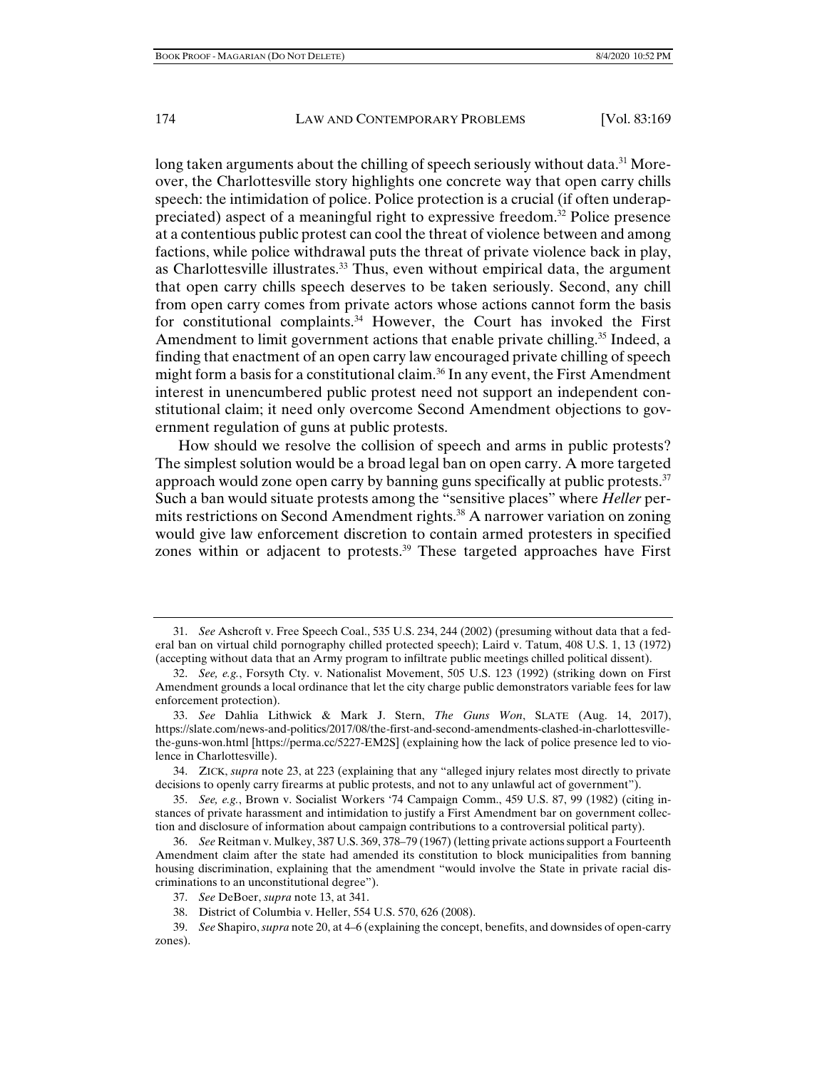long taken arguments about the chilling of speech seriously without data.[31] Moreover, the Charlottesville story highlights one concrete way that open carry chills speech: the intimidation of police. Police protection is a crucial (if often underappreciated) aspect of a meaningful right to expressive freedom.[32] Police presence at a contentious public protest can cool the threat of violence between and among factions, while police withdrawal puts the threat of private violence back in play, as Charlottesville illustrates.[33] Thus, even without empirical data, the argument that open carry chills speech deserves to be taken seriously. Second, any chill from open carry comes from private actors whose actions cannot form the basis for constitutional complaints.[34] However, the Court has invoked the First Amendment to limit government actions that enable private chilling.[35] Indeed, a finding that enactment of an open carry law encouraged private chilling of speech might form a basis for a constitutional claim.[36] In any event, the First Amendment interest in unencumbered public protest need not support an independent constitutional claim; it need only overcome Second Amendment objections to government regulation of guns at public protests.

How should we resolve the collision of speech and arms in public protests? The simplest solution would be a broad legal ban on open carry. A more targeted approach would zone open carry by banning guns specifically at public protests.[37] Such a ban would situate protests among the "sensitive places" where *Heller* permits restrictions on Second Amendment rights.[38] A narrower variation on zoning would give law enforcement discretion to contain armed protesters in specified zones within or adjacent to protests.[39] These targeted approaches have First

---

31. *See* Ashcroft v. Free Speech Coal., 535 U.S. 234, 244 (2002) (presuming without data that a federal ban on virtual child pornography chilled protected speech); Laird v. Tatum, 408 U.S. 1, 13 (1972) (accepting without data that an Army program to infiltrate public meetings chilled political dissent).

32. *See, e.g.*, Forsyth Cty. v. Nationalist Movement, 505 U.S. 123 (1992) (striking down on First Amendment grounds a local ordinance that let the city charge public demonstrators variable fees for law enforcement protection).

33. *See* Dahlia Lithwick & Mark J. Stern, *The Guns Won*, SLATE (Aug. 14, 2017), https://slate.com/news-and-politics/2017/08/the-first-and-second-amendments-clashed-in-charlottesville-the-guns-won.html [https://perma.cc/5227-EM2S] (explaining how the lack of police presence led to violence in Charlottesville).

34. ZICK, *supra* note 23, at 223 (explaining that any "alleged injury relates most directly to private decisions to openly carry firearms at public protests, and not to any unlawful act of government").

35. *See, e.g.*, Brown v. Socialist Workers '74 Campaign Comm., 459 U.S. 87, 99 (1982) (citing instances of private harassment and intimidation to justify a First Amendment bar on government collection and disclosure of information about campaign contributions to a controversial political party).

36. *See* Reitman v. Mulkey, 387 U.S. 369, 378–79 (1967) (letting private actions support a Fourteenth Amendment claim after the state had amended its constitution to block municipalities from banning housing discrimination, explaining that the amendment "would involve the State in private racial discriminations to an unconstitutional degree").

37. *See* DeBoer, *supra* note 13, at 341.

38. District of Columbia v. Heller, 554 U.S. 570, 626 (2008).

39. *See* Shapiro, *supra* note 20, at 4–6 (explaining the concept, benefits, and downsides of open-carry zones).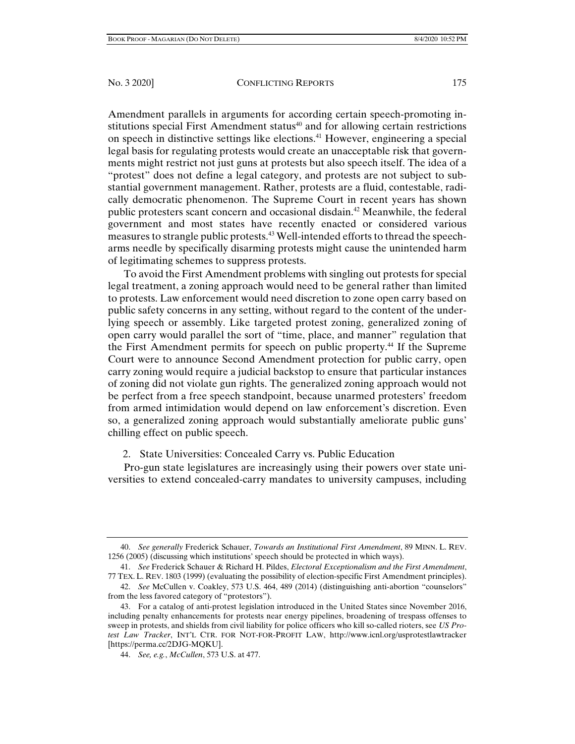Amendment parallels in arguments for according certain speech-promoting institutions special First Amendment status[40] and for allowing certain restrictions on speech in distinctive settings like elections.[41] However, engineering a special legal basis for regulating protests would create an unacceptable risk that governments might restrict not just guns at protests but also speech itself. The idea of a "protest" does not define a legal category, and protests are not subject to substantial government management. Rather, protests are a fluid, contestable, radically democratic phenomenon. The Supreme Court in recent years has shown public protesters scant concern and occasional disdain.[42] Meanwhile, the federal government and most states have recently enacted or considered various measures to strangle public protests.[43] Well-intended efforts to thread the speech-arms needle by specifically disarming protests might cause the unintended harm of legitimating schemes to suppress protests.

To avoid the First Amendment problems with singling out protests for special legal treatment, a zoning approach would need to be general rather than limited to protests. Law enforcement would need discretion to zone open carry based on public safety concerns in any setting, without regard to the content of the underlying speech or assembly. Like targeted protest zoning, generalized zoning of open carry would parallel the sort of "time, place, and manner" regulation that the First Amendment permits for speech on public property.[44] If the Supreme Court were to announce Second Amendment protection for public carry, open carry zoning would require a judicial backstop to ensure that particular instances of zoning did not violate gun rights. The generalized zoning approach would not be perfect from a free speech standpoint, because unarmed protesters' freedom from armed intimidation would depend on law enforcement's discretion. Even so, a generalized zoning approach would substantially ameliorate public guns' chilling effect on public speech.

### 2. State Universities: Concealed Carry vs. Public Education

Pro-gun state legislatures are increasingly using their powers over state universities to extend concealed-carry mandates to university campuses, including

---

40. *See generally* Frederick Schauer, *Towards an Institutional First Amendment*, 89 MINN. L. REV. 1256 (2005) (discussing which institutions' speech should be protected in which ways).

41. *See* Frederick Schauer & Richard H. Pildes, *Electoral Exceptionalism and the First Amendment*, 77 TEX. L. REV. 1803 (1999) (evaluating the possibility of election-specific First Amendment principles).

42. *See* McCullen v. Coakley, 573 U.S. 464, 489 (2014) (distinguishing anti-abortion "counselors" from the less favored category of "protestors").

43. For a catalog of anti-protest legislation introduced in the United States since November 2016, including penalty enhancements for protests near energy pipelines, broadening of trespass offenses to sweep in protests, and shields from civil liability for police officers who kill so-called rioters, see *US Protest Law Tracker*, INT'L CTR. FOR NOT-FOR-PROFIT LAW, http://www.icnl.org/usprotestlawtracker [https://perma.cc/2DJG-MQKU].

44. *See, e.g.*, *McCullen*, 573 U.S. at 477.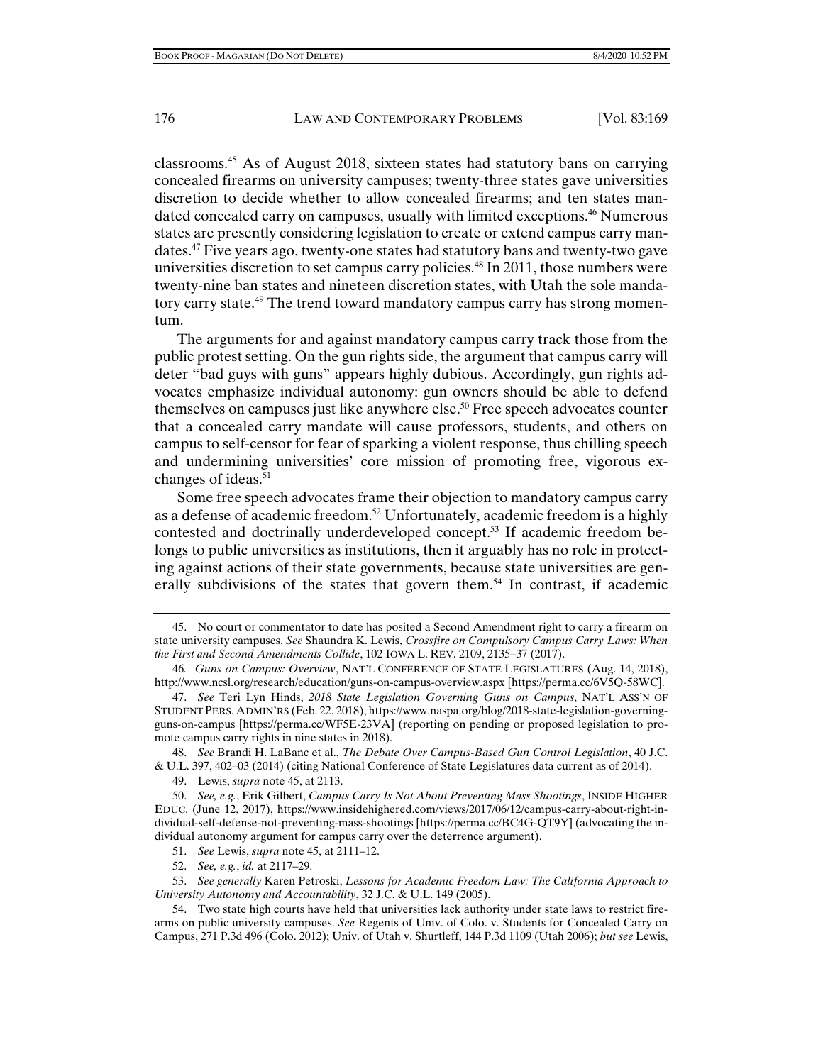classrooms.[45] As of August 2018, sixteen states had statutory bans on carrying concealed firearms on university campuses; twenty-three states gave universities discretion to decide whether to allow concealed firearms; and ten states mandated concealed carry on campuses, usually with limited exceptions.[46] Numerous states are presently considering legislation to create or extend campus carry mandates.[47] Five years ago, twenty-one states had statutory bans and twenty-two gave universities discretion to set campus carry policies.[48] In 2011, those numbers were twenty-nine ban states and nineteen discretion states, with Utah the sole mandatory carry state.[49] The trend toward mandatory campus carry has strong momentum.

The arguments for and against mandatory campus carry track those from the public protest setting. On the gun rights side, the argument that campus carry will deter "bad guys with guns" appears highly dubious. Accordingly, gun rights advocates emphasize individual autonomy: gun owners should be able to defend themselves on campuses just like anywhere else.[50] Free speech advocates counter that a concealed carry mandate will cause professors, students, and others on campus to self-censor for fear of sparking a violent response, thus chilling speech and undermining universities' core mission of promoting free, vigorous exchanges of ideas.[51]

Some free speech advocates frame their objection to mandatory campus carry as a defense of academic freedom.[52] Unfortunately, academic freedom is a highly contested and doctrinally underdeveloped concept.[53] If academic freedom belongs to public universities as institutions, then it arguably has no role in protecting against actions of their state governments, because state universities are generally subdivisions of the states that govern them.[54] In contrast, if academic

---

45. No court or commentator to date has posited a Second Amendment right to carry a firearm on state university campuses. *See* Shaundra K. Lewis, *Crossfire on Compulsory Campus Carry Laws: When the First and Second Amendments Collide*, 102 IOWA L. REV. 2109, 2135–37 (2017).

46. *Guns on Campus: Overview*, NAT'L CONFERENCE OF STATE LEGISLATURES (Aug. 14, 2018), http://www.ncsl.org/research/education/guns-on-campus-overview.aspx [https://perma.cc/6V5Q-58WC].

47. *See* Teri Lyn Hinds, *2018 State Legislation Governing Guns on Campus*, NAT'L ASS'N OF STUDENT PERS. ADMIN'RS (Feb. 22, 2018), https://www.naspa.org/blog/2018-state-legislation-governing-guns-on-campus [https://perma.cc/WF5E-23VA] (reporting on pending or proposed legislation to promote campus carry rights in nine states in 2018).

48. *See* Brandi H. LaBanc et al., *The Debate Over Campus-Based Gun Control Legislation*, 40 J.C. & U.L. 397, 402–03 (2014) (citing National Conference of State Legislatures data current as of 2014).

49. Lewis, *supra* note 45, at 2113.

50. *See, e.g.*, Erik Gilbert, *Campus Carry Is Not About Preventing Mass Shootings*, INSIDE HIGHER EDUC. (June 12, 2017), https://www.insidehighered.com/views/2017/06/12/campus-carry-about-right-individual-self-defense-not-preventing-mass-shootings [https://perma.cc/BC4G-QT9Y] (advocating the individual autonomy argument for campus carry over the deterrence argument).

51. *See* Lewis, *supra* note 45, at 2111–12.

52. *See, e.g.*, *id.* at 2117–29.

53. *See generally* Karen Petroski, *Lessons for Academic Freedom Law: The California Approach to University Autonomy and Accountability*, 32 J.C. & U.L. 149 (2005).

54. Two state high courts have held that universities lack authority under state laws to restrict firearms on public university campuses. *See* Regents of Univ. of Colo. v. Students for Concealed Carry on Campus, 271 P.3d 496 (Colo. 2012); Univ. of Utah v. Shurtleff, 144 P.3d 1109 (Utah 2006); *but see* Lewis,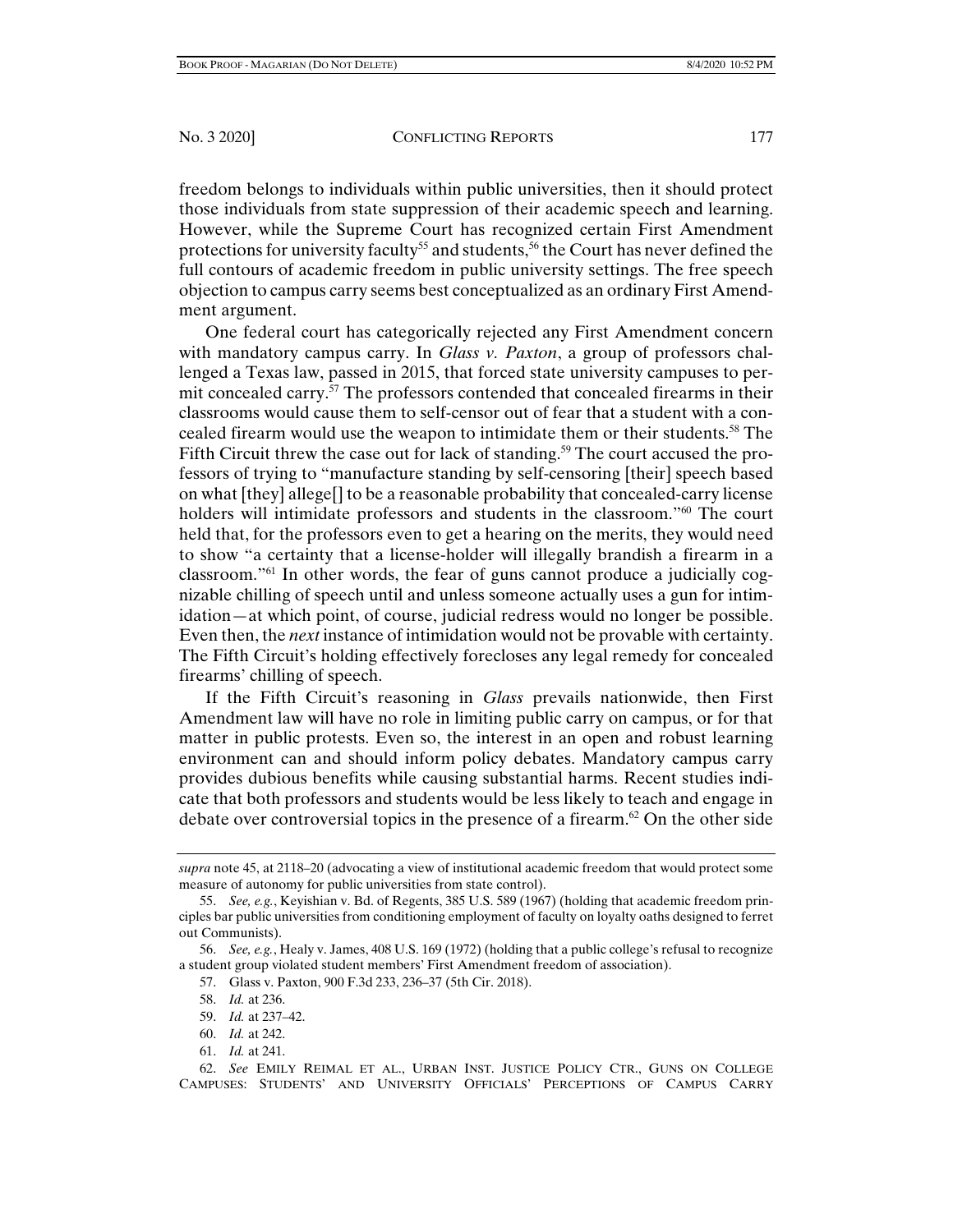freedom belongs to individuals within public universities, then it should protect those individuals from state suppression of their academic speech and learning. However, while the Supreme Court has recognized certain First Amendment protections for university faculty[55] and students,[56] the Court has never defined the full contours of academic freedom in public university settings. The free speech objection to campus carry seems best conceptualized as an ordinary First Amendment argument.

One federal court has categorically rejected any First Amendment concern with mandatory campus carry. In *Glass v. Paxton*, a group of professors challenged a Texas law, passed in 2015, that forced state university campuses to permit concealed carry.[57] The professors contended that concealed firearms in their classrooms would cause them to self-censor out of fear that a student with a concealed firearm would use the weapon to intimidate them or their students.[58] The Fifth Circuit threw the case out for lack of standing.[59] The court accused the professors of trying to "manufacture standing by self-censoring [their] speech based on what [they] allege[] to be a reasonable probability that concealed-carry license holders will intimidate professors and students in the classroom."[60] The court held that, for the professors even to get a hearing on the merits, they would need to show "a certainty that a license-holder will illegally brandish a firearm in a classroom."[61] In other words, the fear of guns cannot produce a judicially cognizable chilling of speech until and unless someone actually uses a gun for intimidation—at which point, of course, judicial redress would no longer be possible. Even then, the *next* instance of intimidation would not be provable with certainty. The Fifth Circuit's holding effectively forecloses any legal remedy for concealed firearms' chilling of speech.

If the Fifth Circuit's reasoning in *Glass* prevails nationwide, then First Amendment law will have no role in limiting public carry on campus, or for that matter in public protests. Even so, the interest in an open and robust learning environment can and should inform policy debates. Mandatory campus carry provides dubious benefits while causing substantial harms. Recent studies indicate that both professors and students would be less likely to teach and engage in debate over controversial topics in the presence of a firearm.[62] On the other side

---

*supra* note 45, at 2118–20 (advocating a view of institutional academic freedom that would protect some measure of autonomy for public universities from state control).

55. *See, e.g.*, Keyishian v. Bd. of Regents, 385 U.S. 589 (1967) (holding that academic freedom principles bar public universities from conditioning employment of faculty on loyalty oaths designed to ferret out Communists).

56. *See, e.g.*, Healy v. James, 408 U.S. 169 (1972) (holding that a public college's refusal to recognize a student group violated student members' First Amendment freedom of association).

57. Glass v. Paxton, 900 F.3d 233, 236–37 (5th Cir. 2018).

58. *Id.* at 236.

59. *Id.* at 237–42.

60. *Id.* at 242.

61. *Id.* at 241.

62. *See* EMILY REIMAL ET AL., URBAN INST. JUSTICE POLICY CTR., GUNS ON COLLEGE CAMPUSES: STUDENTS' AND UNIVERSITY OFFICIALS' PERCEPTIONS OF CAMPUS CARRY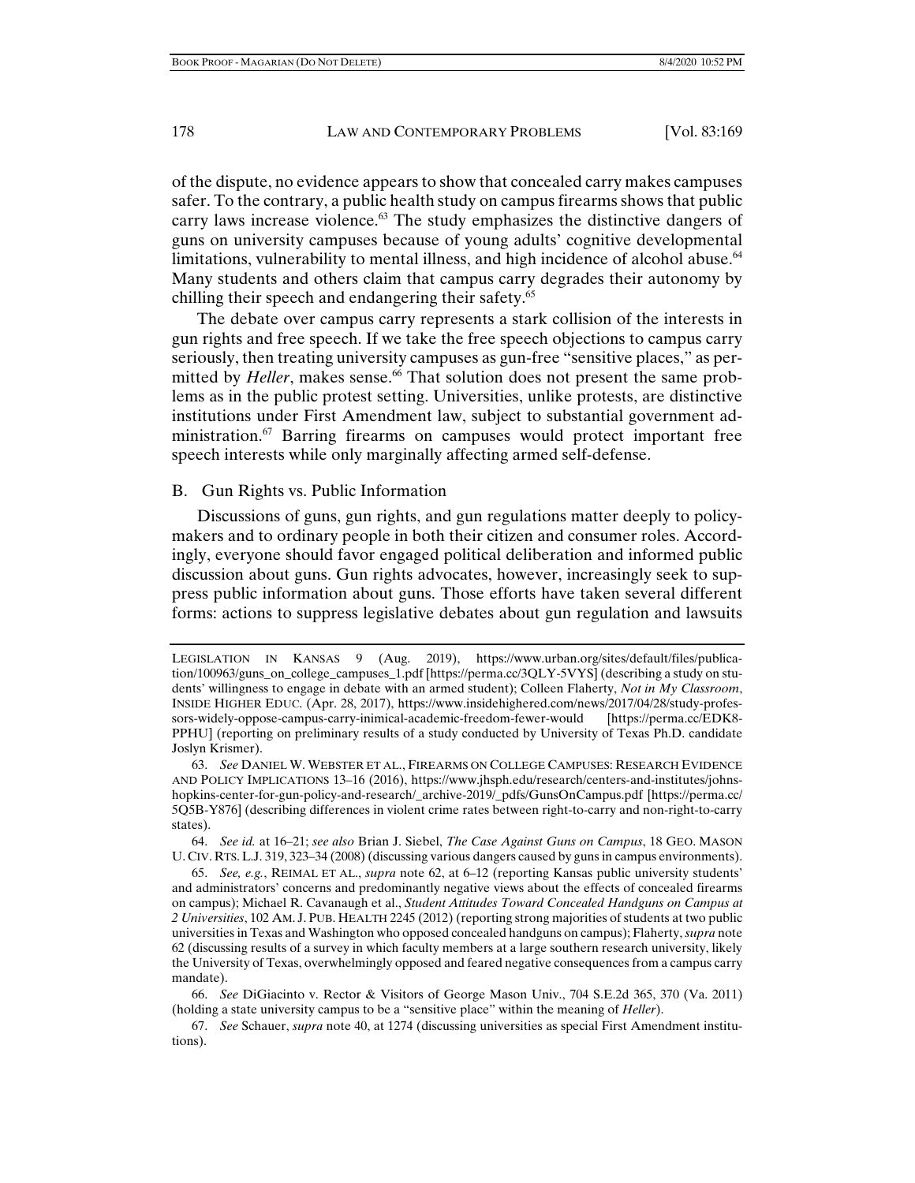of the dispute, no evidence appears to show that concealed carry makes campuses safer. To the contrary, a public health study on campus firearms shows that public carry laws increase violence.[63] The study emphasizes the distinctive dangers of guns on university campuses because of young adults' cognitive developmental limitations, vulnerability to mental illness, and high incidence of alcohol abuse.[64] Many students and others claim that campus carry degrades their autonomy by chilling their speech and endangering their safety.[65]

The debate over campus carry represents a stark collision of the interests in gun rights and free speech. If we take the free speech objections to campus carry seriously, then treating university campuses as gun-free "sensitive places," as permitted by *Heller*, makes sense.[66] That solution does not present the same problems as in the public protest setting. Universities, unlike protests, are distinctive institutions under First Amendment law, subject to substantial government administration.[67] Barring firearms on campuses would protect important free speech interests while only marginally affecting armed self-defense.

## B. Gun Rights vs. Public Information

Discussions of guns, gun rights, and gun regulations matter deeply to policymakers and to ordinary people in both their citizen and consumer roles. Accordingly, everyone should favor engaged political deliberation and informed public discussion about guns. Gun rights advocates, however, increasingly seek to suppress public information about guns. Those efforts have taken several different forms: actions to suppress legislative debates about gun regulation and lawsuits

---

LEGISLATION IN KANSAS 9 (Aug. 2019), https://www.urban.org/sites/default/files/publication/100963/guns_on_college_campuses_1.pdf [https://perma.cc/3QLY-5VYS] (describing a study on students' willingness to engage in debate with an armed student); Colleen Flaherty, *Not in My Classroom*, INSIDE HIGHER EDUC. (Apr. 28, 2017), https://www.insidehighered.com/news/2017/04/28/study-professors-widely-oppose-campus-carry-inimical-academic-freedom-fewer-would [https://perma.cc/EDK8-PPHU] (reporting on preliminary results of a study conducted by University of Texas Ph.D. candidate Joslyn Krismer).

63. *See* DANIEL W. WEBSTER ET AL., FIREARMS ON COLLEGE CAMPUSES: RESEARCH EVIDENCE AND POLICY IMPLICATIONS 13–16 (2016), https://www.jhsph.edu/research/centers-and-institutes/johns-hopkins-center-for-gun-policy-and-research/_archive-2019/_pdfs/GunsOnCampus.pdf [https://perma.cc/5Q5B-Y876] (describing differences in violent crime rates between right-to-carry and non-right-to-carry states).

64. *See id.* at 16–21; *see also* Brian J. Siebel, *The Case Against Guns on Campus*, 18 GEO. MASON U. CIV. RTS. L.J. 319, 323–34 (2008) (discussing various dangers caused by guns in campus environments).

65. *See, e.g.*, REIMAL ET AL., *supra* note 62, at 6–12 (reporting Kansas public university students' and administrators' concerns and predominantly negative views about the effects of concealed firearms on campus); Michael R. Cavanaugh et al., *Student Attitudes Toward Concealed Handguns on Campus at 2 Universities*, 102 AM. J. PUB. HEALTH 2245 (2012) (reporting strong majorities of students at two public universities in Texas and Washington who opposed concealed handguns on campus); Flaherty, *supra* note 62 (discussing results of a survey in which faculty members at a large southern research university, likely the University of Texas, overwhelmingly opposed and feared negative consequences from a campus carry mandate).

66. *See* DiGiacinto v. Rector & Visitors of George Mason Univ., 704 S.E.2d 365, 370 (Va. 2011) (holding a state university campus to be a "sensitive place" within the meaning of *Heller*).

67. *See* Schauer, *supra* note 40, at 1274 (discussing universities as special First Amendment institutions).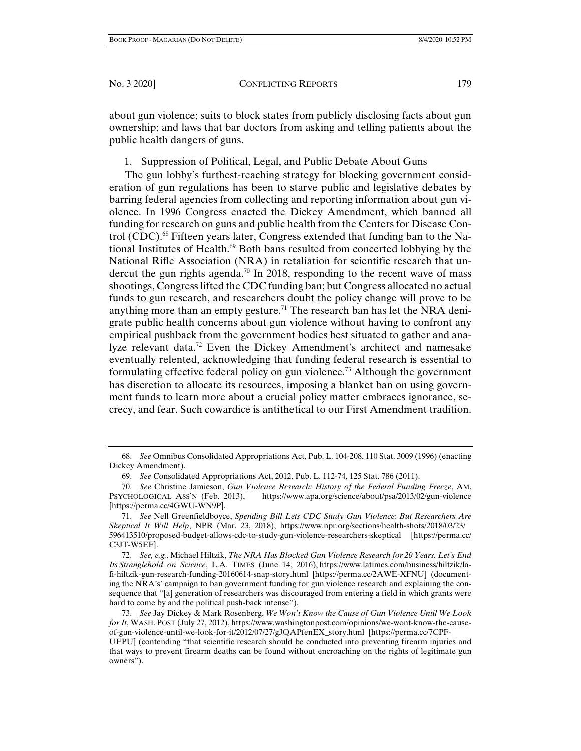about gun violence; suits to block states from publicly disclosing facts about gun ownership; and laws that bar doctors from asking and telling patients about the public health dangers of guns.

1. Suppression of Political, Legal, and Public Debate About Guns

The gun lobby's furthest-reaching strategy for blocking government consideration of gun regulations has been to starve public and legislative debates by barring federal agencies from collecting and reporting information about gun violence. In 1996 Congress enacted the Dickey Amendment, which banned all funding for research on guns and public health from the Centers for Disease Control (CDC).[68] Fifteen years later, Congress extended that funding ban to the National Institutes of Health.[69] Both bans resulted from concerted lobbying by the National Rifle Association (NRA) in retaliation for scientific research that undercut the gun rights agenda.[70] In 2018, responding to the recent wave of mass shootings, Congress lifted the CDC funding ban; but Congress allocated no actual funds to gun research, and researchers doubt the policy change will prove to be anything more than an empty gesture.[71] The research ban has let the NRA denigrate public health concerns about gun violence without having to confront any empirical pushback from the government bodies best situated to gather and analyze relevant data.[72] Even the Dickey Amendment's architect and namesake eventually relented, acknowledging that funding federal research is essential to formulating effective federal policy on gun violence.[73] Although the government has discretion to allocate its resources, imposing a blanket ban on using government funds to learn more about a crucial policy matter embraces ignorance, secrecy, and fear. Such cowardice is antithetical to our First Amendment tradition.

---

68. *See* Omnibus Consolidated Appropriations Act, Pub. L. 104-208, 110 Stat. 3009 (1996) (enacting Dickey Amendment).

69. *See* Consolidated Appropriations Act, 2012, Pub. L. 112-74, 125 Stat. 786 (2011).

70. *See* Christine Jamieson, *Gun Violence Research: History of the Federal Funding Freeze*, AM. PSYCHOLOGICAL ASS'N (Feb. 2013), https://www.apa.org/science/about/psa/2013/02/gun-violence [https://perma.cc/4GWU-WN9P].

71. *See* Nell Greenfieldboyce, *Spending Bill Lets CDC Study Gun Violence; But Researchers Are Skeptical It Will Help*, NPR (Mar. 23, 2018), https://www.npr.org/sections/health-shots/2018/03/23/596413510/proposed-budget-allows-cdc-to-study-gun-violence-researchers-skeptical [https://perma.cc/C3JT-W5EF].

72. *See, e.g.*, Michael Hiltzik, *The NRA Has Blocked Gun Violence Research for 20 Years. Let's End Its Stranglehold on Science*, L.A. TIMES (June 14, 2016), https://www.latimes.com/business/hiltzik/la-fi-hiltzik-gun-research-funding-20160614-snap-story.html [https://perma.cc/2AWE-XFNU] (documenting the NRA's' campaign to ban government funding for gun violence research and explaining the consequence that "[a] generation of researchers was discouraged from entering a field in which grants were hard to come by and the political push-back intense").

73. *See* Jay Dickey & Mark Rosenberg, *We Won't Know the Cause of Gun Violence Until We Look for It*, WASH. POST (July 27, 2012), https://www.washingtonpost.com/opinions/we-wont-know-the-cause-of-gun-violence-until-we-look-for-it/2012/07/27/gJQAPfenEX_story.html [https://perma.cc/7CPF-UEPU] (contending "that scientific research should be conducted into preventing firearm injuries and that ways to prevent firearm deaths can be found without encroaching on the rights of legitimate gun owners").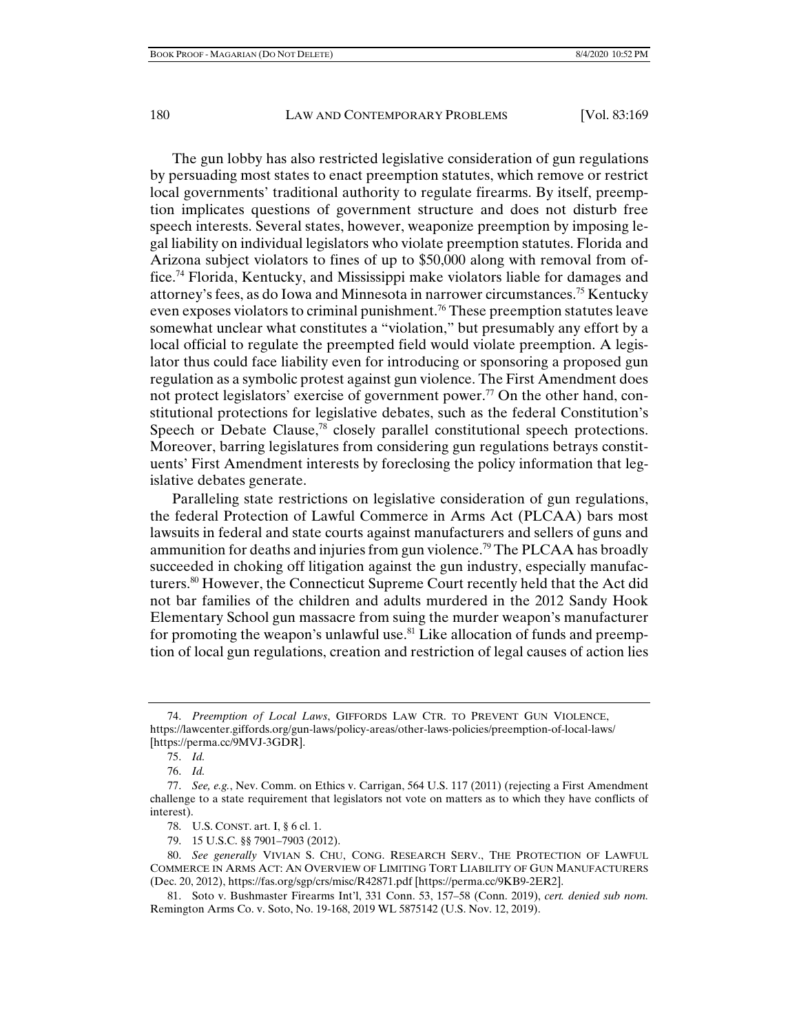The gun lobby has also restricted legislative consideration of gun regulations by persuading most states to enact preemption statutes, which remove or restrict local governments' traditional authority to regulate firearms. By itself, preemption implicates questions of government structure and does not disturb free speech interests. Several states, however, weaponize preemption by imposing legal liability on individual legislators who violate preemption statutes. Florida and Arizona subject violators to fines of up to $50,000 along with removal from office.[74] Florida, Kentucky, and Mississippi make violators liable for damages and attorney's fees, as do Iowa and Minnesota in narrower circumstances.[75] Kentucky even exposes violators to criminal punishment.[76] These preemption statutes leave somewhat unclear what constitutes a "violation," but presumably any effort by a local official to regulate the preempted field would violate preemption. A legislator thus could face liability even for introducing or sponsoring a proposed gun regulation as a symbolic protest against gun violence. The First Amendment does not protect legislators' exercise of government power.[77] On the other hand, constitutional protections for legislative debates, such as the federal Constitution's Speech or Debate Clause,[78] closely parallel constitutional speech protections. Moreover, barring legislatures from considering gun regulations betrays constituents' First Amendment interests by foreclosing the policy information that legislative debates generate.

Paralleling state restrictions on legislative consideration of gun regulations, the federal Protection of Lawful Commerce in Arms Act (PLCAA) bars most lawsuits in federal and state courts against manufacturers and sellers of guns and ammunition for deaths and injuries from gun violence.[79] The PLCAA has broadly succeeded in choking off litigation against the gun industry, especially manufacturers.[80] However, the Connecticut Supreme Court recently held that the Act did not bar families of the children and adults murdered in the 2012 Sandy Hook Elementary School gun massacre from suing the murder weapon's manufacturer for promoting the weapon's unlawful use.[81] Like allocation of funds and preemption of local gun regulations, creation and restriction of legal causes of action lies

---

74. *Preemption of Local Laws*, GIFFORDS LAW CTR. TO PREVENT GUN VIOLENCE, https://lawcenter.giffords.org/gun-laws/policy-areas/other-laws-policies/preemption-of-local-laws/ [https://perma.cc/9MVJ-3GDR].

75. *Id.*

76. *Id.*

77. *See, e.g.*, Nev. Comm. on Ethics v. Carrigan, 564 U.S. 117 (2011) (rejecting a First Amendment challenge to a state requirement that legislators not vote on matters as to which they have conflicts of interest).

78. U.S. CONST. art. I, § 6 cl. 1.

79. 15 U.S.C. §§ 7901–7903 (2012).

80. *See generally* VIVIAN S. CHU, CONG. RESEARCH SERV., THE PROTECTION OF LAWFUL COMMERCE IN ARMS ACT: AN OVERVIEW OF LIMITING TORT LIABILITY OF GUN MANUFACTURERS (Dec. 20, 2012), https://fas.org/sgp/crs/misc/R42871.pdf [https://perma.cc/9KB9-2ER2].

81. Soto v. Bushmaster Firearms Int'l, 331 Conn. 53, 157–58 (Conn. 2019), *cert. denied sub nom.* Remington Arms Co. v. Soto, No. 19-168, 2019 WL 5875142 (U.S. Nov. 12, 2019).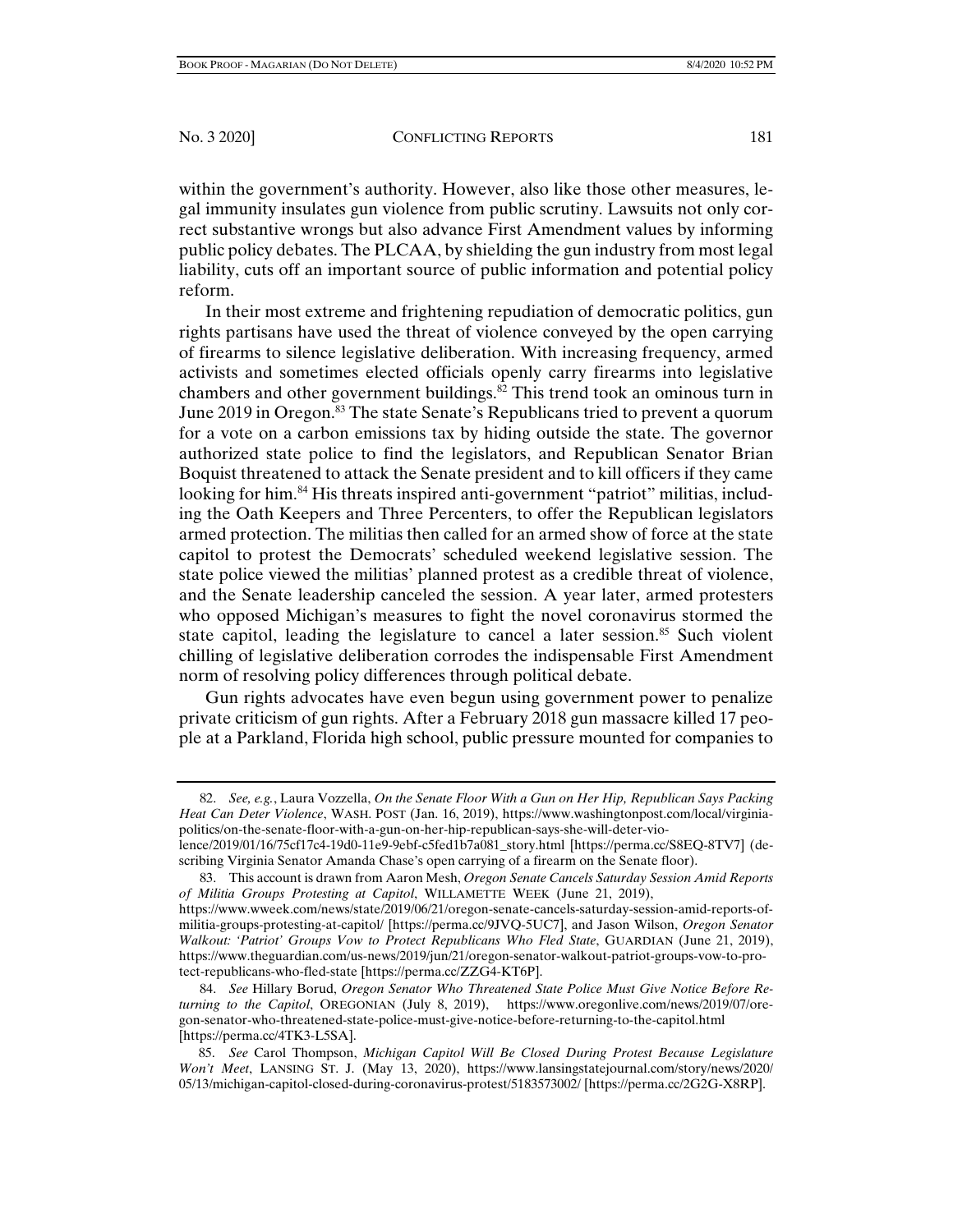within the government's authority. However, also like those other measures, legal immunity insulates gun violence from public scrutiny. Lawsuits not only correct substantive wrongs but also advance First Amendment values by informing public policy debates. The PLCAA, by shielding the gun industry from most legal liability, cuts off an important source of public information and potential policy reform.

In their most extreme and frightening repudiation of democratic politics, gun rights partisans have used the threat of violence conveyed by the open carrying of firearms to silence legislative deliberation. With increasing frequency, armed activists and sometimes elected officials openly carry firearms into legislative chambers and other government buildings.[82] This trend took an ominous turn in June 2019 in Oregon.[83] The state Senate's Republicans tried to prevent a quorum for a vote on a carbon emissions tax by hiding outside the state. The governor authorized state police to find the legislators, and Republican Senator Brian Boquist threatened to attack the Senate president and to kill officers if they came looking for him.[84] His threats inspired anti-government "patriot" militias, including the Oath Keepers and Three Percenters, to offer the Republican legislators armed protection. The militias then called for an armed show of force at the state capitol to protest the Democrats' scheduled weekend legislative session. The state police viewed the militias' planned protest as a credible threat of violence, and the Senate leadership canceled the session. A year later, armed protesters who opposed Michigan's measures to fight the novel coronavirus stormed the state capitol, leading the legislature to cancel a later session.[85] Such violent chilling of legislative deliberation corrodes the indispensable First Amendment norm of resolving policy differences through political debate.

Gun rights advocates have even begun using government power to penalize private criticism of gun rights. After a February 2018 gun massacre killed 17 people at a Parkland, Florida high school, public pressure mounted for companies to

---

82. *See, e.g.*, Laura Vozzella, *On the Senate Floor With a Gun on Her Hip, Republican Says Packing Heat Can Deter Violence*, WASH. POST (Jan. 16, 2019), https://www.washingtonpost.com/local/virginia-politics/on-the-senate-floor-with-a-gun-on-her-hip-republican-says-she-will-deter-violence/2019/01/16/75cf17c4-19d0-11e9-9ebf-c5fed1b7a081_story.html [https://perma.cc/S8EQ-8TV7] (describing Virginia Senator Amanda Chase's open carrying of a firearm on the Senate floor).

83. This account is drawn from Aaron Mesh, *Oregon Senate Cancels Saturday Session Amid Reports of Militia Groups Protesting at Capitol*, WILLAMETTE WEEK (June 21, 2019), https://www.wweek.com/news/state/2019/06/21/oregon-senate-cancels-saturday-session-amid-reports-of-militia-groups-protesting-at-capitol/ [https://perma.cc/9JVQ-5UC7], and Jason Wilson, *Oregon Senator Walkout: 'Patriot' Groups Vow to Protect Republicans Who Fled State*, GUARDIAN (June 21, 2019), https://www.theguardian.com/us-news/2019/jun/21/oregon-senator-walkout-patriot-groups-vow-to-protect-republicans-who-fled-state [https://perma.cc/ZZG4-KT6P].

84. *See* Hillary Borud, *Oregon Senator Who Threatened State Police Must Give Notice Before Returning to the Capitol*, OREGONIAN (July 8, 2019), https://www.oregonlive.com/news/2019/07/oregon-senator-who-threatened-state-police-must-give-notice-before-returning-to-the-capitol.html [https://perma.cc/4TK3-L5SA].

85. *See* Carol Thompson, *Michigan Capitol Will Be Closed During Protest Because Legislature Won't Meet*, LANSING ST. J. (May 13, 2020), https://www.lansingstatejournal.com/story/news/2020/05/13/michigan-capitol-closed-during-coronavirus-protest/5183573002/ [https://perma.cc/2G2G-X8RP].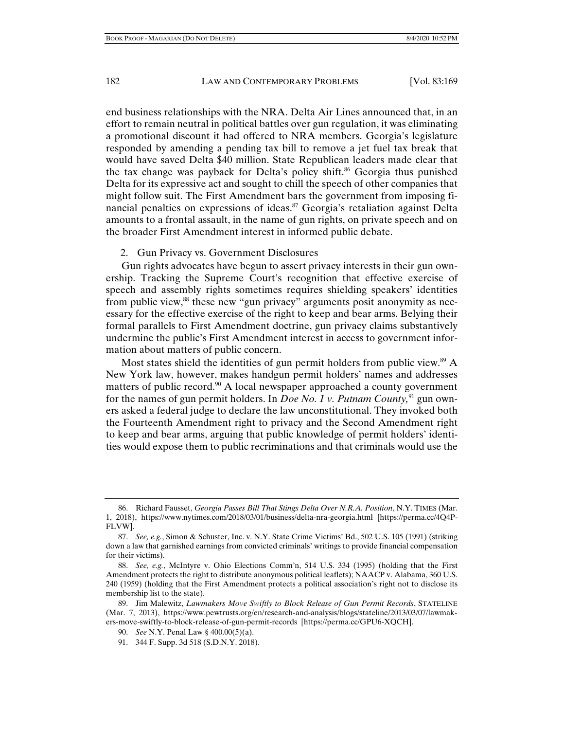end business relationships with the NRA. Delta Air Lines announced that, in an effort to remain neutral in political battles over gun regulation, it was eliminating a promotional discount it had offered to NRA members. Georgia's legislature responded by amending a pending tax bill to remove a jet fuel tax break that would have saved Delta $40 million. State Republican leaders made clear that the tax change was payback for Delta's policy shift.[86] Georgia thus punished Delta for its expressive act and sought to chill the speech of other companies that might follow suit. The First Amendment bars the government from imposing financial penalties on expressions of ideas.[87] Georgia's retaliation against Delta amounts to a frontal assault, in the name of gun rights, on private speech and on the broader First Amendment interest in informed public debate.

2. Gun Privacy vs. Government Disclosures

Gun rights advocates have begun to assert privacy interests in their gun ownership. Tracking the Supreme Court's recognition that effective exercise of speech and assembly rights sometimes requires shielding speakers' identities from public view,[88] these new "gun privacy" arguments posit anonymity as necessary for the effective exercise of the right to keep and bear arms. Belying their formal parallels to First Amendment doctrine, gun privacy claims substantively undermine the public's First Amendment interest in access to government information about matters of public concern.

Most states shield the identities of gun permit holders from public view.[89] A New York law, however, makes handgun permit holders' names and addresses matters of public record.[90] A local newspaper approached a county government for the names of gun permit holders. In *Doe No. 1 v. Putnam County,*[91] gun owners asked a federal judge to declare the law unconstitutional. They invoked both the Fourteenth Amendment right to privacy and the Second Amendment right to keep and bear arms, arguing that public knowledge of permit holders' identities would expose them to public recriminations and that criminals would use the

---

86. Richard Fausset, *Georgia Passes Bill That Stings Delta Over N.R.A. Position*, N.Y. TIMES (Mar. 1, 2018), https://www.nytimes.com/2018/03/01/business/delta-nra-georgia.html [https://perma.cc/4Q4P-FLVW].

87. *See, e.g.*, Simon & Schuster, Inc. v. N.Y. State Crime Victims' Bd., 502 U.S. 105 (1991) (striking down a law that garnished earnings from convicted criminals' writings to provide financial compensation for their victims).

88. *See, e.g.*, McIntyre v. Ohio Elections Comm'n, 514 U.S. 334 (1995) (holding that the First Amendment protects the right to distribute anonymous political leaflets); NAACP v. Alabama, 360 U.S. 240 (1959) (holding that the First Amendment protects a political association's right not to disclose its membership list to the state).

89. Jim Malewitz, *Lawmakers Move Swiftly to Block Release of Gun Permit Records*, STATELINE (Mar. 7, 2013), https://www.pewtrusts.org/en/research-and-analysis/blogs/stateline/2013/03/07/lawmakers-move-swiftly-to-block-release-of-gun-permit-records [https://perma.cc/GPU6-XQCH].

90. *See* N.Y. Penal Law § 400.00(5)(a).

91. 344 F. Supp. 3d 518 (S.D.N.Y. 2018).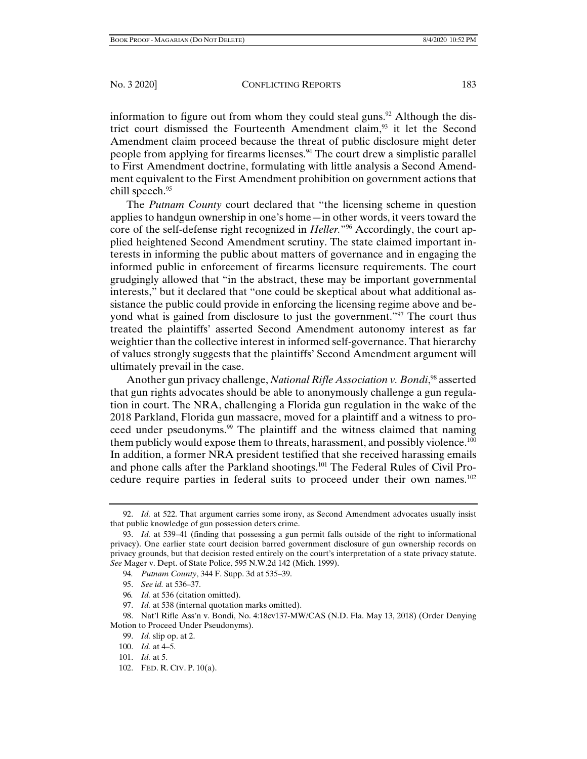information to figure out from whom they could steal guns.[92] Although the district court dismissed the Fourteenth Amendment claim,[93] it let the Second Amendment claim proceed because the threat of public disclosure might deter people from applying for firearms licenses.[94] The court drew a simplistic parallel to First Amendment doctrine, formulating with little analysis a Second Amendment equivalent to the First Amendment prohibition on government actions that chill speech.[95]

The *Putnam County* court declared that "the licensing scheme in question applies to handgun ownership in one's home—in other words, it veers toward the core of the self-defense right recognized in *Heller*."[96] Accordingly, the court applied heightened Second Amendment scrutiny. The state claimed important interests in informing the public about matters of governance and in engaging the informed public in enforcement of firearms licensure requirements. The court grudgingly allowed that "in the abstract, these may be important governmental interests," but it declared that "one could be skeptical about what additional assistance the public could provide in enforcing the licensing regime above and beyond what is gained from disclosure to just the government."[97] The court thus treated the plaintiffs' asserted Second Amendment autonomy interest as far weightier than the collective interest in informed self-governance. That hierarchy of values strongly suggests that the plaintiffs' Second Amendment argument will ultimately prevail in the case.

Another gun privacy challenge, *National Rifle Association v. Bondi*,[98] asserted that gun rights advocates should be able to anonymously challenge a gun regulation in court. The NRA, challenging a Florida gun regulation in the wake of the 2018 Parkland, Florida gun massacre, moved for a plaintiff and a witness to proceed under pseudonyms.[99] The plaintiff and the witness claimed that naming them publicly would expose them to threats, harassment, and possibly violence.[100] In addition, a former NRA president testified that she received harassing emails and phone calls after the Parkland shootings.[101] The Federal Rules of Civil Procedure require parties in federal suits to proceed under their own names.[102]

---

92. *Id.* at 522. That argument carries some irony, as Second Amendment advocates usually insist that public knowledge of gun possession deters crime.

93. *Id.* at 539–41 (finding that possessing a gun permit falls outside of the right to informational privacy). One earlier state court decision barred government disclosure of gun ownership records on privacy grounds, but that decision rested entirely on the court's interpretation of a state privacy statute. *See* Mager v. Dept. of State Police, 595 N.W.2d 142 (Mich. 1999).

94. *Putnam County*, 344 F. Supp. 3d at 535–39.

95. *See id.* at 536–37.

96. *Id.* at 536 (citation omitted).

97. *Id.* at 538 (internal quotation marks omitted).

98. Nat'l Rifle Ass'n v. Bondi, No. 4:18cv137-MW/CAS (N.D. Fla. May 13, 2018) (Order Denying Motion to Proceed Under Pseudonyms).

99. *Id.* slip op. at 2.

100. *Id.* at 4–5.

101. *Id.* at 5.

102. FED. R. CIV. P. 10(a).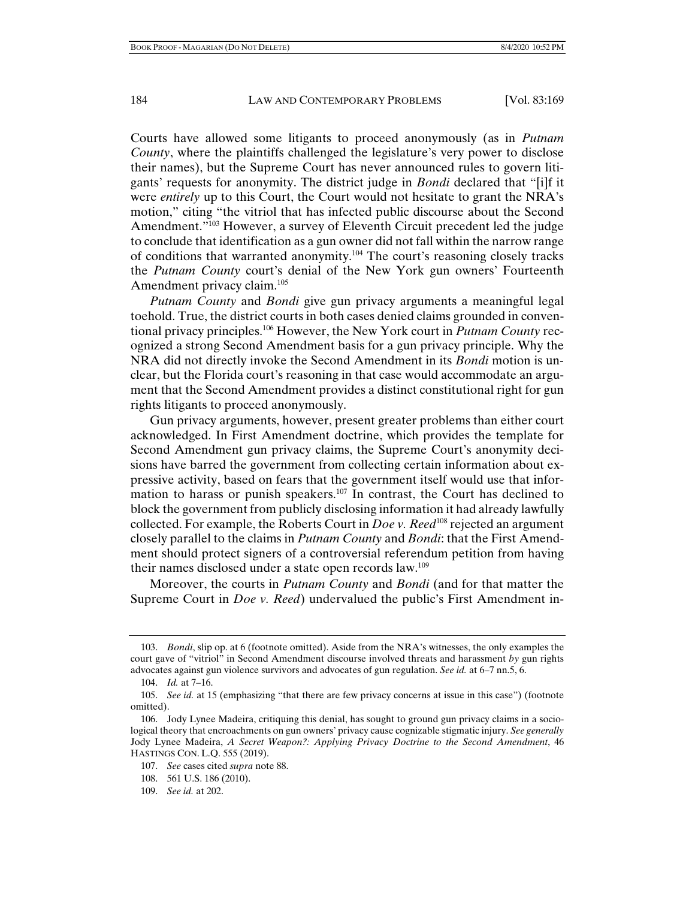Courts have allowed some litigants to proceed anonymously (as in *Putnam County*, where the plaintiffs challenged the legislature's very power to disclose their names), but the Supreme Court has never announced rules to govern litigants' requests for anonymity. The district judge in *Bondi* declared that "[i]f it were *entirely* up to this Court, the Court would not hesitate to grant the NRA's motion," citing "the vitriol that has infected public discourse about the Second Amendment."[103] However, a survey of Eleventh Circuit precedent led the judge to conclude that identification as a gun owner did not fall within the narrow range of conditions that warranted anonymity.[104] The court's reasoning closely tracks the *Putnam County* court's denial of the New York gun owners' Fourteenth Amendment privacy claim.[105]

*Putnam County* and *Bondi* give gun privacy arguments a meaningful legal toehold. True, the district courts in both cases denied claims grounded in conventional privacy principles.[106] However, the New York court in *Putnam County* recognized a strong Second Amendment basis for a gun privacy principle. Why the NRA did not directly invoke the Second Amendment in its *Bondi* motion is unclear, but the Florida court's reasoning in that case would accommodate an argument that the Second Amendment provides a distinct constitutional right for gun rights litigants to proceed anonymously.

Gun privacy arguments, however, present greater problems than either court acknowledged. In First Amendment doctrine, which provides the template for Second Amendment gun privacy claims, the Supreme Court's anonymity decisions have barred the government from collecting certain information about expressive activity, based on fears that the government itself would use that information to harass or punish speakers.[107] In contrast, the Court has declined to block the government from publicly disclosing information it had already lawfully collected. For example, the Roberts Court in *Doe v. Reed*[108] rejected an argument closely parallel to the claims in *Putnam County* and *Bondi*: that the First Amendment should protect signers of a controversial referendum petition from having their names disclosed under a state open records law.[109]

Moreover, the courts in *Putnam County* and *Bondi* (and for that matter the Supreme Court in *Doe v. Reed*) undervalued the public's First Amendment in-

---

103. *Bondi*, slip op. at 6 (footnote omitted). Aside from the NRA's witnesses, the only examples the court gave of "vitriol" in Second Amendment discourse involved threats and harassment *by* gun rights advocates against gun violence survivors and advocates of gun regulation. *See id.* at 6–7 nn.5, 6.

104. *Id.* at 7–16.

105. *See id.* at 15 (emphasizing "that there are few privacy concerns at issue in this case") (footnote omitted).

106. Jody Lynee Madeira, critiquing this denial, has sought to ground gun privacy claims in a sociological theory that encroachments on gun owners' privacy cause cognizable stigmatic injury. *See generally* Jody Lynee Madeira, *A Secret Weapon?: Applying Privacy Doctrine to the Second Amendment*, 46 HASTINGS CON. L.Q. 555 (2019).

107. *See* cases cited *supra* note 88.

108. 561 U.S. 186 (2010).

109. *See id.* at 202.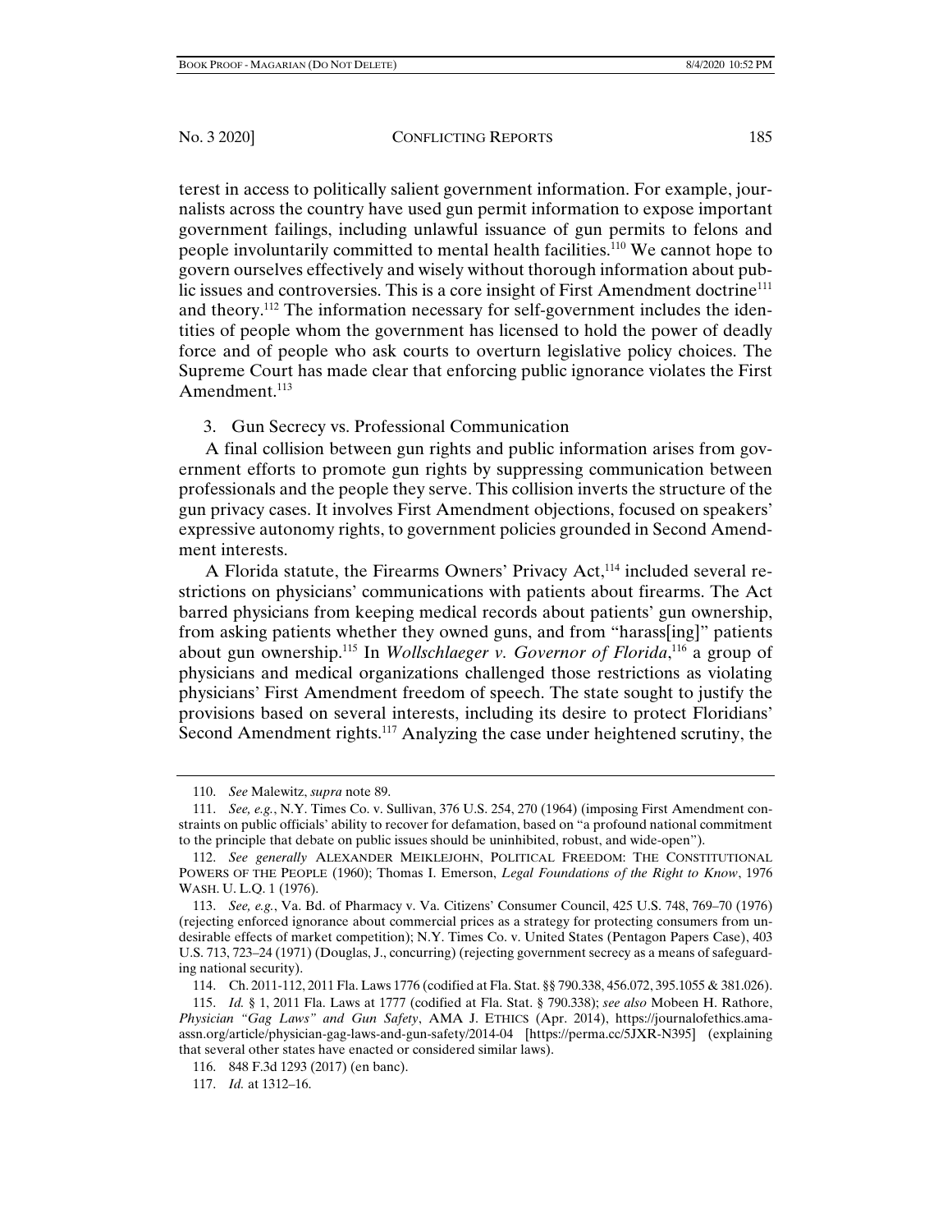terest in access to politically salient government information. For example, journalists across the country have used gun permit information to expose important government failings, including unlawful issuance of gun permits to felons and people involuntarily committed to mental health facilities.[110] We cannot hope to govern ourselves effectively and wisely without thorough information about public issues and controversies. This is a core insight of First Amendment doctrine[111] and theory.[112] The information necessary for self-government includes the identities of people whom the government has licensed to hold the power of deadly force and of people who ask courts to overturn legislative policy choices. The Supreme Court has made clear that enforcing public ignorance violates the First Amendment.[113]

### 3. Gun Secrecy vs. Professional Communication

A final collision between gun rights and public information arises from government efforts to promote gun rights by suppressing communication between professionals and the people they serve. This collision inverts the structure of the gun privacy cases. It involves First Amendment objections, focused on speakers' expressive autonomy rights, to government policies grounded in Second Amendment interests.

A Florida statute, the Firearms Owners' Privacy Act,[114] included several restrictions on physicians' communications with patients about firearms. The Act barred physicians from keeping medical records about patients' gun ownership, from asking patients whether they owned guns, and from "harass[ing]" patients about gun ownership.[115] In *Wollschlaeger v. Governor of Florida*,[116] a group of physicians and medical organizations challenged those restrictions as violating physicians' First Amendment freedom of speech. The state sought to justify the provisions based on several interests, including its desire to protect Floridians' Second Amendment rights.[117] Analyzing the case under heightened scrutiny, the

---

110. *See* Malewitz, *supra* note 89.

111. *See, e.g.*, N.Y. Times Co. v. Sullivan, 376 U.S. 254, 270 (1964) (imposing First Amendment constraints on public officials' ability to recover for defamation, based on "a profound national commitment to the principle that debate on public issues should be uninhibited, robust, and wide-open").

112. *See generally* ALEXANDER MEIKLEJOHN, POLITICAL FREEDOM: THE CONSTITUTIONAL POWERS OF THE PEOPLE (1960); Thomas I. Emerson, *Legal Foundations of the Right to Know*, 1976 WASH. U. L.Q. 1 (1976).

113. *See, e.g.*, Va. Bd. of Pharmacy v. Va. Citizens' Consumer Council, 425 U.S. 748, 769–70 (1976) (rejecting enforced ignorance about commercial prices as a strategy for protecting consumers from undesirable effects of market competition); N.Y. Times Co. v. United States (Pentagon Papers Case), 403 U.S. 713, 723–24 (1971) (Douglas, J., concurring) (rejecting government secrecy as a means of safeguarding national security).

114. Ch. 2011-112, 2011 Fla. Laws 1776 (codified at Fla. Stat. §§ 790.338, 456.072, 395.1055 & 381.026).

115. *Id.* § 1, 2011 Fla. Laws at 1777 (codified at Fla. Stat. § 790.338); *see also* Mobeen H. Rathore, *Physician "Gag Laws" and Gun Safety*, AMA J. ETHICS (Apr. 2014), https://journalofethics.ama-assn.org/article/physician-gag-laws-and-gun-safety/2014-04 [https://perma.cc/5JXR-N395] (explaining that several other states have enacted or considered similar laws).

116. 848 F.3d 1293 (2017) (en banc).

117. *Id.* at 1312–16.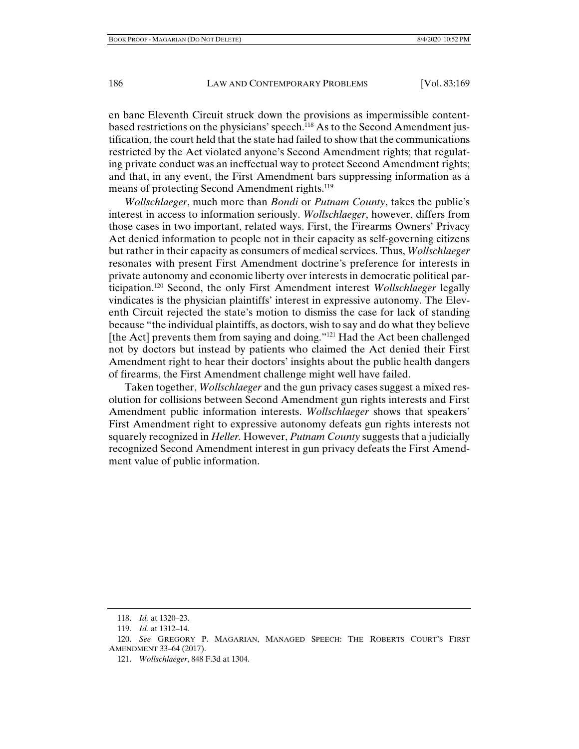en banc Eleventh Circuit struck down the provisions as impermissible content-based restrictions on the physicians' speech.[118] As to the Second Amendment justification, the court held that the state had failed to show that the communications restricted by the Act violated anyone's Second Amendment rights; that regulating private conduct was an ineffectual way to protect Second Amendment rights; and that, in any event, the First Amendment bars suppressing information as a means of protecting Second Amendment rights.[119]

*Wollschlaeger*, much more than *Bondi* or *Putnam County*, takes the public's interest in access to information seriously. *Wollschlaeger*, however, differs from those cases in two important, related ways. First, the Firearms Owners' Privacy Act denied information to people not in their capacity as self-governing citizens but rather in their capacity as consumers of medical services. Thus, *Wollschlaeger* resonates with present First Amendment doctrine's preference for interests in private autonomy and economic liberty over interests in democratic political participation.[120] Second, the only First Amendment interest *Wollschlaeger* legally vindicates is the physician plaintiffs' interest in expressive autonomy. The Eleventh Circuit rejected the state's motion to dismiss the case for lack of standing because "the individual plaintiffs, as doctors, wish to say and do what they believe [the Act] prevents them from saying and doing."[121] Had the Act been challenged not by doctors but instead by patients who claimed the Act denied their First Amendment right to hear their doctors' insights about the public health dangers of firearms, the First Amendment challenge might well have failed.

Taken together, *Wollschlaeger* and the gun privacy cases suggest a mixed resolution for collisions between Second Amendment gun rights interests and First Amendment public information interests. *Wollschlaeger* shows that speakers' First Amendment right to expressive autonomy defeats gun rights interests not squarely recognized in *Heller*. However, *Putnam County* suggests that a judicially recognized Second Amendment interest in gun privacy defeats the First Amendment value of public information.

---

118. *Id.* at 1320–23.

119. *Id.* at 1312–14.

120. *See* GREGORY P. MAGARIAN, MANAGED SPEECH: THE ROBERTS COURT'S FIRST AMENDMENT 33–64 (2017).

121. *Wollschlaeger*, 848 F.3d at 1304.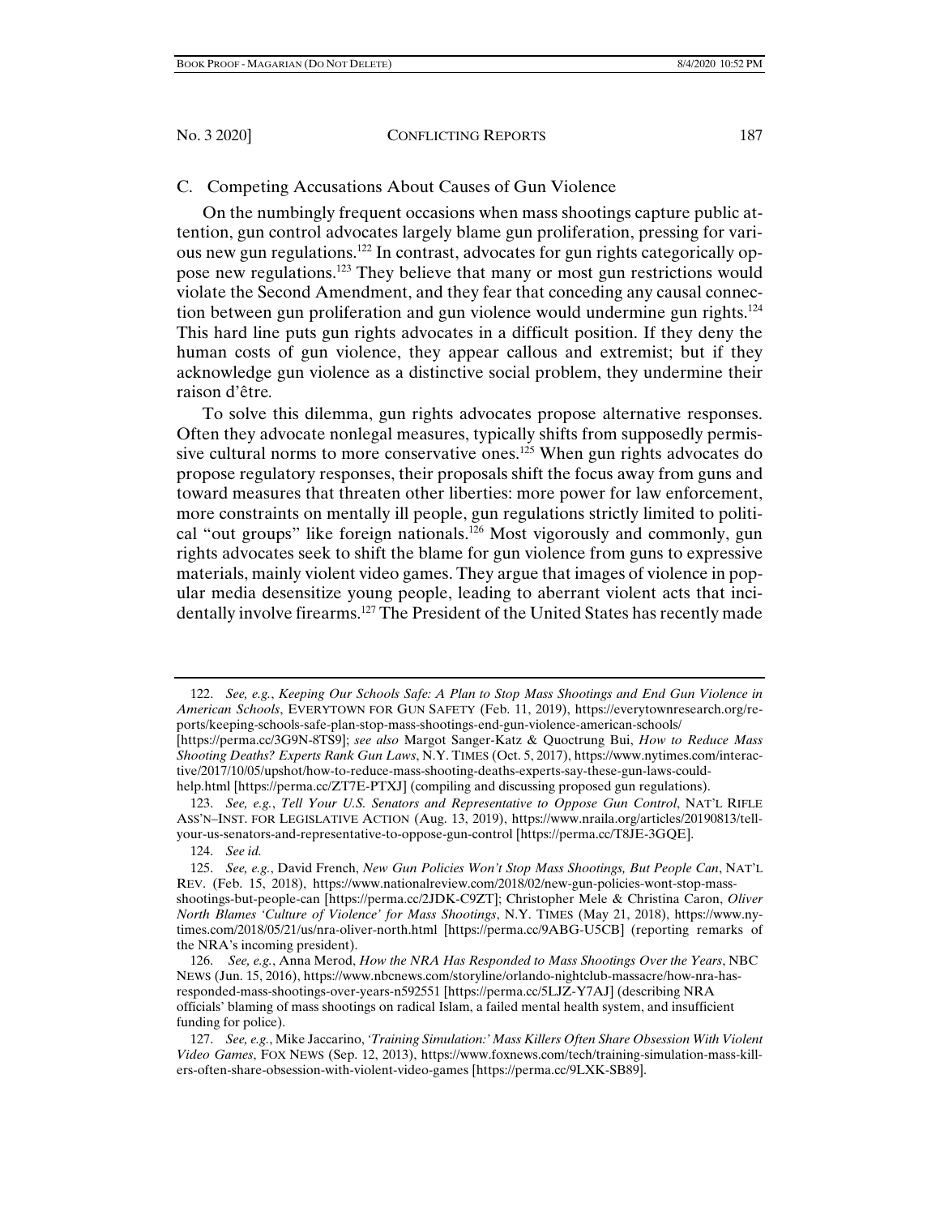### C. Competing Accusations About Causes of Gun Violence

On the numbingly frequent occasions when mass shootings capture public attention, gun control advocates largely blame gun proliferation, pressing for various new gun regulations.[122] In contrast, advocates for gun rights categorically oppose new regulations.[123] They believe that many or most gun restrictions would violate the Second Amendment, and they fear that conceding any causal connection between gun proliferation and gun violence would undermine gun rights.[124] This hard line puts gun rights advocates in a difficult position. If they deny the human costs of gun violence, they appear callous and extremist; but if they acknowledge gun violence as a distinctive social problem, they undermine their raison d'être.

To solve this dilemma, gun rights advocates propose alternative responses. Often they advocate nonlegal measures, typically shifts from supposedly permissive cultural norms to more conservative ones.[125] When gun rights advocates do propose regulatory responses, their proposals shift the focus away from guns and toward measures that threaten other liberties: more power for law enforcement, more constraints on mentally ill people, gun regulations strictly limited to political "out groups" like foreign nationals.[126] Most vigorously and commonly, gun rights advocates seek to shift the blame for gun violence from guns to expressive materials, mainly violent video games. They argue that images of violence in popular media desensitize young people, leading to aberrant violent acts that incidentally involve firearms.[127] The President of the United States has recently made

---

122. *See, e.g.*, *Keeping Our Schools Safe: A Plan to Stop Mass Shootings and End Gun Violence in American Schools*, EVERYTOWN FOR GUN SAFETY (Feb. 11, 2019), https://everytownresearch.org/reports/keeping-schools-safe-plan-stop-mass-shootings-end-gun-violence-american-schools/ [https://perma.cc/3G9N-8TS9]; *see also* Margot Sanger-Katz & Quoctrung Bui, *How to Reduce Mass Shooting Deaths? Experts Rank Gun Laws*, N.Y. TIMES (Oct. 5, 2017), https://www.nytimes.com/interactive/2017/10/05/upshot/how-to-reduce-mass-shooting-deaths-experts-say-these-gun-laws-could-help.html [https://perma.cc/ZT7E-PTXJ] (compiling and discussing proposed gun regulations).

123. *See, e.g.*, *Tell Your U.S. Senators and Representative to Oppose Gun Control*, NAT'L RIFLE ASS'N–INST. FOR LEGISLATIVE ACTION (Aug. 13, 2019), https://www.nraila.org/articles/20190813/tell-your-us-senators-and-representative-to-oppose-gun-control [https://perma.cc/T8JE-3GQE].

124. *See id.*

125. *See, e.g.*, David French, *New Gun Policies Won't Stop Mass Shootings, But People Can*, NAT'L REV. (Feb. 15, 2018), https://www.nationalreview.com/2018/02/new-gun-policies-wont-stop-mass-shootings-but-people-can [https://perma.cc/2JDK-C9ZT]; Christopher Mele & Christina Caron, *Oliver North Blames 'Culture of Violence' for Mass Shootings*, N.Y. TIMES (May 21, 2018), https://www.nytimes.com/2018/05/21/us/nra-oliver-north.html [https://perma.cc/9ABG-U5CB] (reporting remarks of the NRA's incoming president).

126. *See, e.g.*, Anna Merod, *How the NRA Has Responded to Mass Shootings Over the Years*, NBC NEWS (Jun. 15, 2016), https://www.nbcnews.com/storyline/orlando-nightclub-massacre/how-nra-has-responded-mass-shootings-over-years-n592551 [https://perma.cc/5LJZ-Y7AJ] (describing NRA officials' blaming of mass shootings on radical Islam, a failed mental health system, and insufficient funding for police).

127. *See, e.g.*, Mike Jaccarino, *'Training Simulation:' Mass Killers Often Share Obsession With Violent Video Games*, FOX NEWS (Sep. 12, 2013), https://www.foxnews.com/tech/training-simulation-mass-killers-often-share-obsession-with-violent-video-games [https://perma.cc/9LXK-SB89].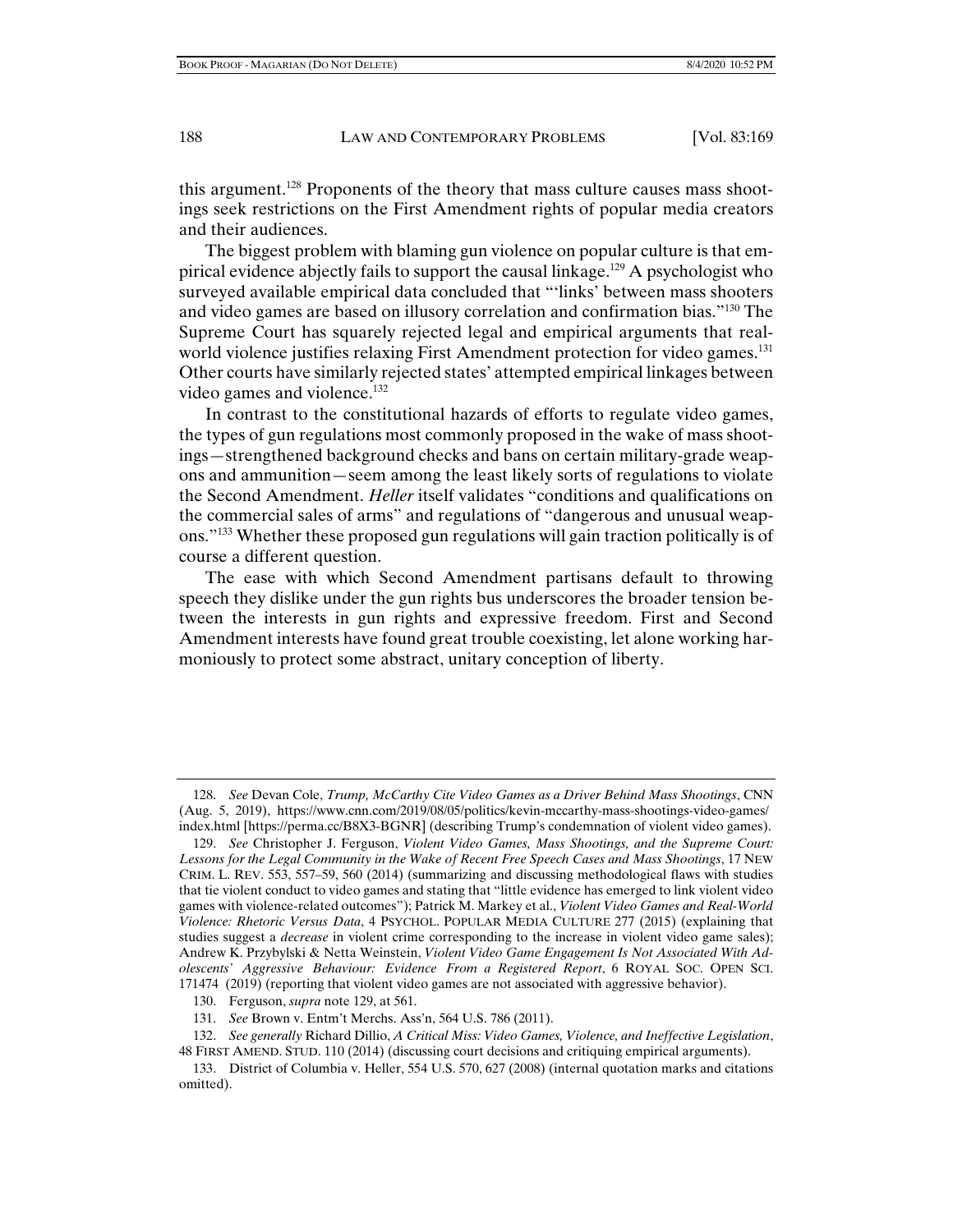this argument.[128] Proponents of the theory that mass culture causes mass shootings seek restrictions on the First Amendment rights of popular media creators and their audiences.

The biggest problem with blaming gun violence on popular culture is that empirical evidence abjectly fails to support the causal linkage.[129] A psychologist who surveyed available empirical data concluded that "'links' between mass shooters and video games are based on illusory correlation and confirmation bias."[130] The Supreme Court has squarely rejected legal and empirical arguments that real-world violence justifies relaxing First Amendment protection for video games.[131] Other courts have similarly rejected states' attempted empirical linkages between video games and violence.[132]

In contrast to the constitutional hazards of efforts to regulate video games, the types of gun regulations most commonly proposed in the wake of mass shootings—strengthened background checks and bans on certain military-grade weapons and ammunition—seem among the least likely sorts of regulations to violate the Second Amendment. *Heller* itself validates "conditions and qualifications on the commercial sales of arms" and regulations of "dangerous and unusual weapons."[133] Whether these proposed gun regulations will gain traction politically is of course a different question.

The ease with which Second Amendment partisans default to throwing speech they dislike under the gun rights bus underscores the broader tension between the interests in gun rights and expressive freedom. First and Second Amendment interests have found great trouble coexisting, let alone working harmoniously to protect some abstract, unitary conception of liberty.

---

128. *See* Devan Cole, *Trump, McCarthy Cite Video Games as a Driver Behind Mass Shootings*, CNN (Aug. 5, 2019), https://www.cnn.com/2019/08/05/politics/kevin-mccarthy-mass-shootings-video-games/index.html [https://perma.cc/B8X3-BGNR] (describing Trump's condemnation of violent video games).

129. *See* Christopher J. Ferguson, *Violent Video Games, Mass Shootings, and the Supreme Court: Lessons for the Legal Community in the Wake of Recent Free Speech Cases and Mass Shootings*, 17 NEW CRIM. L. REV. 553, 557–59, 560 (2014) (summarizing and discussing methodological flaws with studies that tie violent conduct to video games and stating that "little evidence has emerged to link violent video games with violence-related outcomes"); Patrick M. Markey et al., *Violent Video Games and Real-World Violence: Rhetoric Versus Data*, 4 PSYCHOL. POPULAR MEDIA CULTURE 277 (2015) (explaining that studies suggest a *decrease* in violent crime corresponding to the increase in violent video game sales); Andrew K. Przybylski & Netta Weinstein, *Violent Video Game Engagement Is Not Associated With Adolescents' Aggressive Behaviour: Evidence From a Registered Report*, 6 ROYAL SOC. OPEN SCI. 171474 (2019) (reporting that violent video games are not associated with aggressive behavior).

130. Ferguson, *supra* note 129, at 561.

131. *See* Brown v. Entm't Merchs. Ass'n, 564 U.S. 786 (2011).

132. *See generally* Richard Dillio, *A Critical Miss: Video Games, Violence, and Ineffective Legislation*, 48 FIRST AMEND. STUD. 110 (2014) (discussing court decisions and critiquing empirical arguments).

133. District of Columbia v. Heller, 554 U.S. 570, 627 (2008) (internal quotation marks and citations omitted).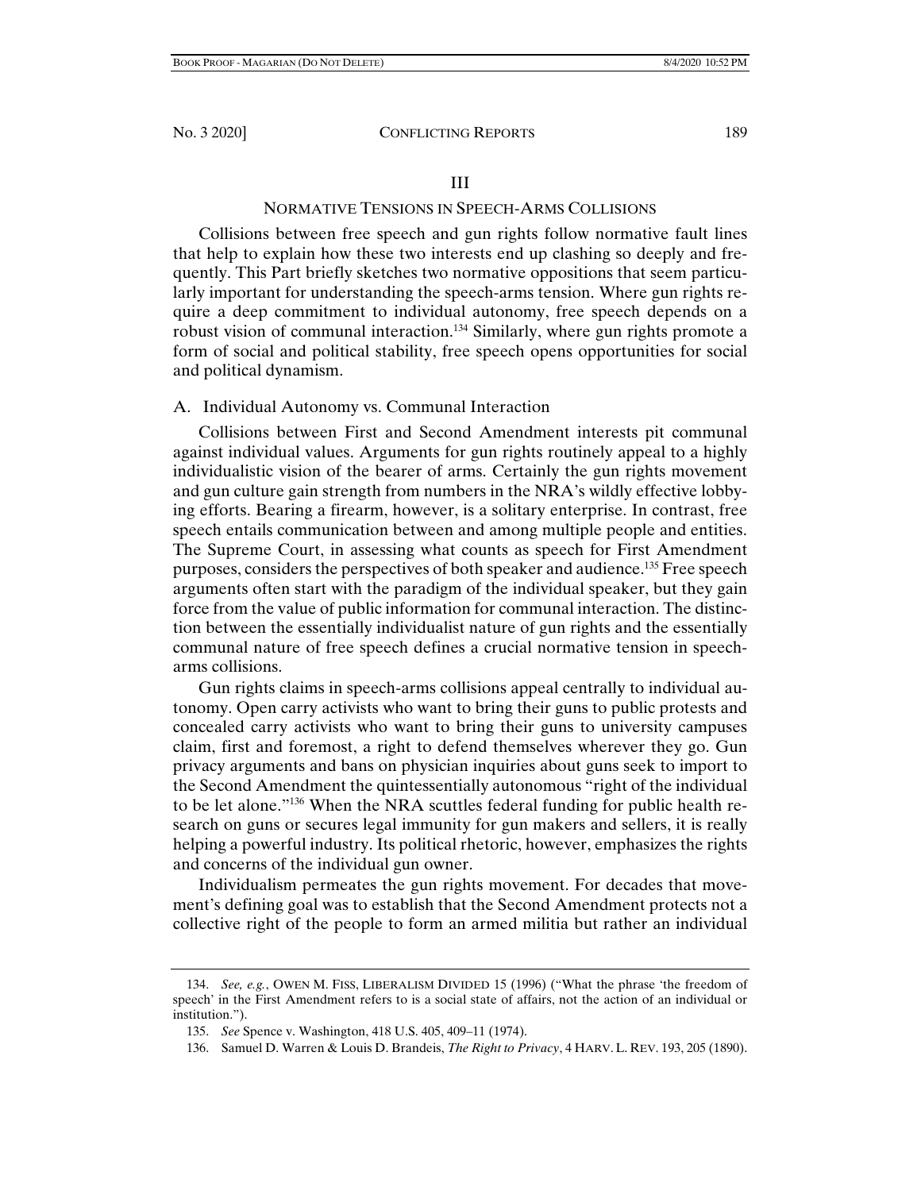## III

## NORMATIVE TENSIONS IN SPEECH-ARMS COLLISIONS

Collisions between free speech and gun rights follow normative fault lines that help to explain how these two interests end up clashing so deeply and frequently. This Part briefly sketches two normative oppositions that seem particularly important for understanding the speech-arms tension. Where gun rights require a deep commitment to individual autonomy, free speech depends on a robust vision of communal interaction.[134] Similarly, where gun rights promote a form of social and political stability, free speech opens opportunities for social and political dynamism.

### A. Individual Autonomy vs. Communal Interaction

Collisions between First and Second Amendment interests pit communal against individual values. Arguments for gun rights routinely appeal to a highly individualistic vision of the bearer of arms. Certainly the gun rights movement and gun culture gain strength from numbers in the NRA's wildly effective lobbying efforts. Bearing a firearm, however, is a solitary enterprise. In contrast, free speech entails communication between and among multiple people and entities. The Supreme Court, in assessing what counts as speech for First Amendment purposes, considers the perspectives of both speaker and audience.[135] Free speech arguments often start with the paradigm of the individual speaker, but they gain force from the value of public information for communal interaction. The distinction between the essentially individualist nature of gun rights and the essentially communal nature of free speech defines a crucial normative tension in speech-arms collisions.

Gun rights claims in speech-arms collisions appeal centrally to individual autonomy. Open carry activists who want to bring their guns to public protests and concealed carry activists who want to bring their guns to university campuses claim, first and foremost, a right to defend themselves wherever they go. Gun privacy arguments and bans on physician inquiries about guns seek to import to the Second Amendment the quintessentially autonomous "right of the individual to be let alone."[136] When the NRA scuttles federal funding for public health research on guns or secures legal immunity for gun makers and sellers, it is really helping a powerful industry. Its political rhetoric, however, emphasizes the rights and concerns of the individual gun owner.

Individualism permeates the gun rights movement. For decades that movement's defining goal was to establish that the Second Amendment protects not a collective right of the people to form an armed militia but rather an individual

---

134. *See, e.g.*, OWEN M. FISS, LIBERALISM DIVIDED 15 (1996) ("What the phrase 'the freedom of speech' in the First Amendment refers to is a social state of affairs, not the action of an individual or institution.").

135. *See* Spence v. Washington, 418 U.S. 405, 409–11 (1974).

136. Samuel D. Warren & Louis D. Brandeis, *The Right to Privacy*, 4 HARV. L. REV. 193, 205 (1890).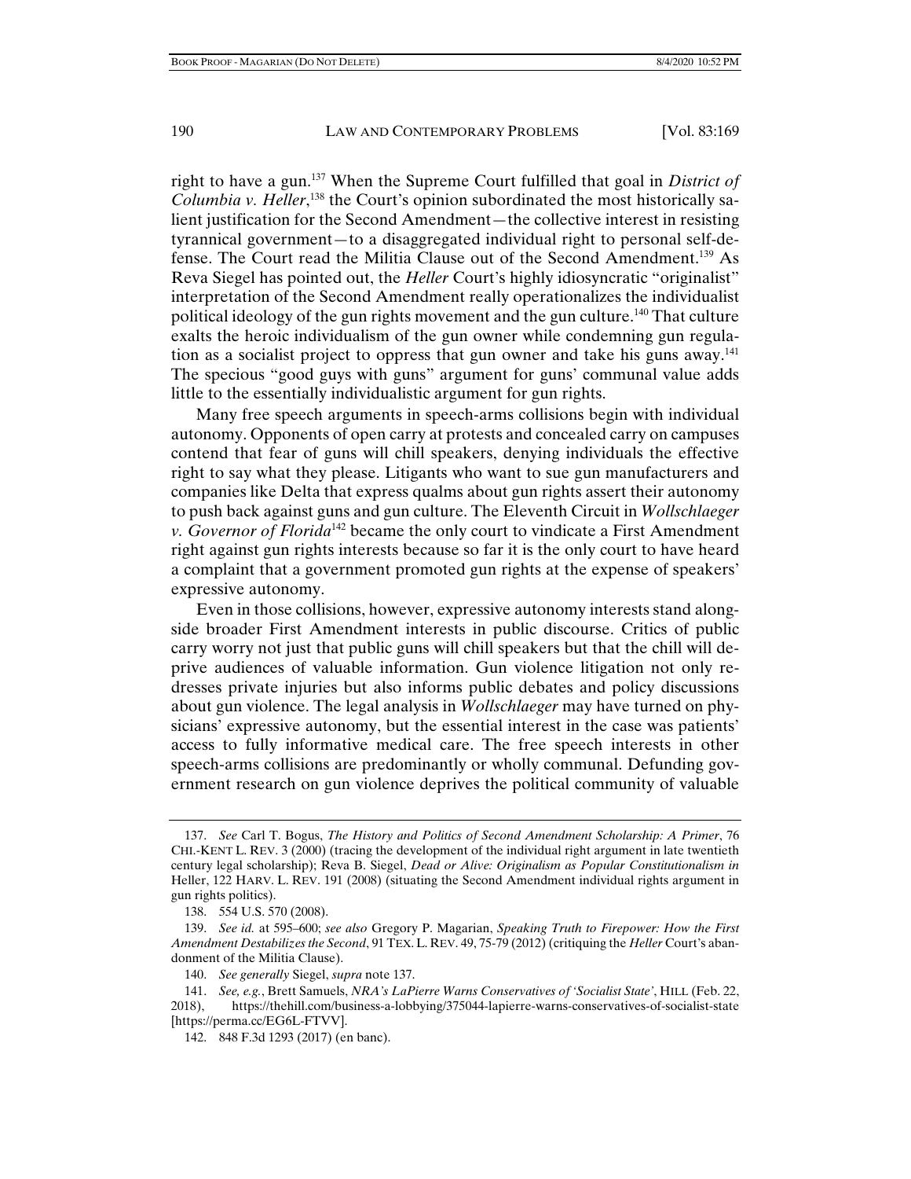right to have a gun.[137] When the Supreme Court fulfilled that goal in *District of Columbia v. Heller*,[138] the Court's opinion subordinated the most historically salient justification for the Second Amendment—the collective interest in resisting tyrannical government—to a disaggregated individual right to personal self-defense. The Court read the Militia Clause out of the Second Amendment.[139] As Reva Siegel has pointed out, the *Heller* Court's highly idiosyncratic "originalist" interpretation of the Second Amendment really operationalizes the individualist political ideology of the gun rights movement and the gun culture.[140] That culture exalts the heroic individualism of the gun owner while condemning gun regulation as a socialist project to oppress that gun owner and take his guns away.[141] The specious "good guys with guns" argument for guns' communal value adds little to the essentially individualistic argument for gun rights.

Many free speech arguments in speech-arms collisions begin with individual autonomy. Opponents of open carry at protests and concealed carry on campuses contend that fear of guns will chill speakers, denying individuals the effective right to say what they please. Litigants who want to sue gun manufacturers and companies like Delta that express qualms about gun rights assert their autonomy to push back against guns and gun culture. The Eleventh Circuit in *Wollschlaeger v. Governor of Florida*[142] became the only court to vindicate a First Amendment right against gun rights interests because so far it is the only court to have heard a complaint that a government promoted gun rights at the expense of speakers' expressive autonomy.

Even in those collisions, however, expressive autonomy interests stand alongside broader First Amendment interests in public discourse. Critics of public carry worry not just that public guns will chill speakers but that the chill will deprive audiences of valuable information. Gun violence litigation not only redresses private injuries but also informs public debates and policy discussions about gun violence. The legal analysis in *Wollschlaeger* may have turned on physicians' expressive autonomy, but the essential interest in the case was patients' access to fully informative medical care. The free speech interests in other speech-arms collisions are predominantly or wholly communal. Defunding government research on gun violence deprives the political community of valuable

---

137. *See* Carl T. Bogus, *The History and Politics of Second Amendment Scholarship: A Primer*, 76 CHI.-KENT L. REV. 3 (2000) (tracing the development of the individual right argument in late twentieth century legal scholarship); Reva B. Siegel, *Dead or Alive: Originalism as Popular Constitutionalism in* Heller, 122 HARV. L. REV. 191 (2008) (situating the Second Amendment individual rights argument in gun rights politics).

138. 554 U.S. 570 (2008).

139. *See id.* at 595–600; *see also* Gregory P. Magarian, *Speaking Truth to Firepower: How the First Amendment Destabilizes the Second*, 91 TEX. L. REV. 49, 75-79 (2012) (critiquing the *Heller* Court's abandonment of the Militia Clause).

140. *See generally* Siegel, *supra* note 137.

141. *See, e.g.*, Brett Samuels, *NRA's LaPierre Warns Conservatives of 'Socialist State'*, HILL (Feb. 22, 2018), https://thehill.com/business-a-lobbying/375044-lapierre-warns-conservatives-of-socialist-state [https://perma.cc/EG6L-FTVV].

142. 848 F.3d 1293 (2017) (en banc).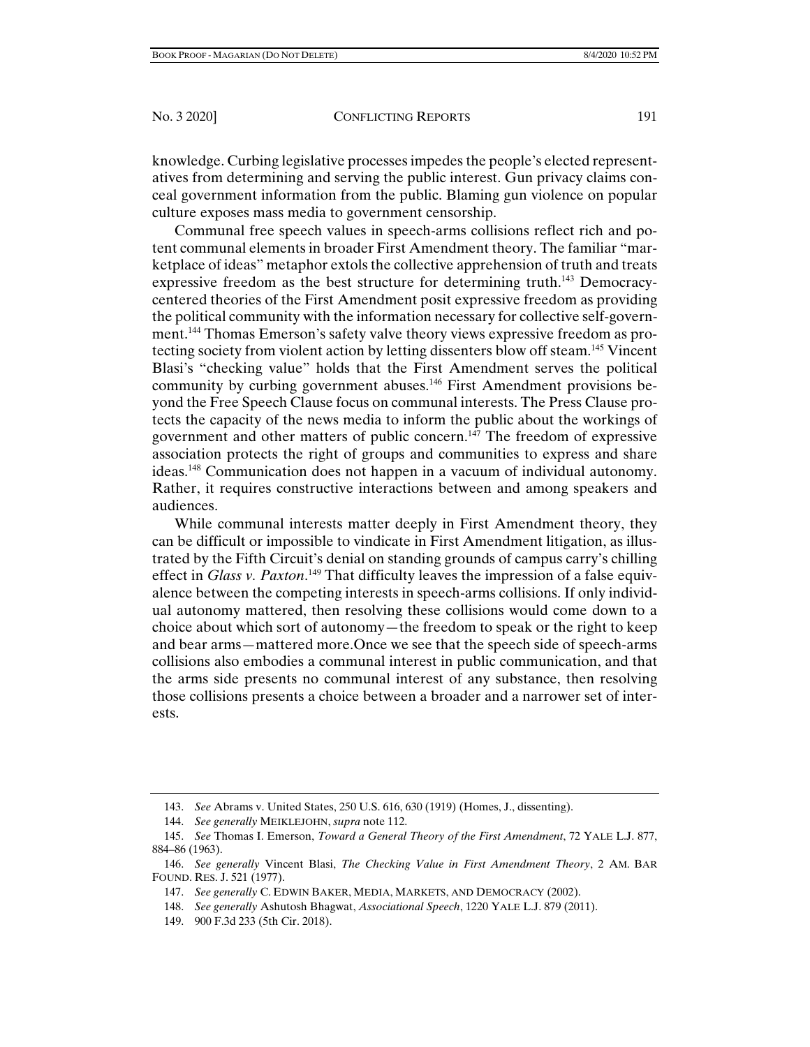knowledge. Curbing legislative processes impedes the people's elected representatives from determining and serving the public interest. Gun privacy claims conceal government information from the public. Blaming gun violence on popular culture exposes mass media to government censorship.

Communal free speech values in speech-arms collisions reflect rich and potent communal elements in broader First Amendment theory. The familiar "marketplace of ideas" metaphor extols the collective apprehension of truth and treats expressive freedom as the best structure for determining truth.[143] Democracy-centered theories of the First Amendment posit expressive freedom as providing the political community with the information necessary for collective self-government.[144] Thomas Emerson's safety valve theory views expressive freedom as protecting society from violent action by letting dissenters blow off steam.[145] Vincent Blasi's "checking value" holds that the First Amendment serves the political community by curbing government abuses.[146] First Amendment provisions beyond the Free Speech Clause focus on communal interests. The Press Clause protects the capacity of the news media to inform the public about the workings of government and other matters of public concern.[147] The freedom of expressive association protects the right of groups and communities to express and share ideas.[148] Communication does not happen in a vacuum of individual autonomy. Rather, it requires constructive interactions between and among speakers and audiences.

While communal interests matter deeply in First Amendment theory, they can be difficult or impossible to vindicate in First Amendment litigation, as illustrated by the Fifth Circuit's denial on standing grounds of campus carry's chilling effect in *Glass v. Paxton*.[149] That difficulty leaves the impression of a false equivalence between the competing interests in speech-arms collisions. If only individual autonomy mattered, then resolving these collisions would come down to a choice about which sort of autonomy—the freedom to speak or the right to keep and bear arms—mattered more.Once we see that the speech side of speech-arms collisions also embodies a communal interest in public communication, and that the arms side presents no communal interest of any substance, then resolving those collisions presents a choice between a broader and a narrower set of interests.

---

143. *See* Abrams v. United States, 250 U.S. 616, 630 (1919) (Homes, J., dissenting).

144. *See generally* MEIKLEJOHN, *supra* note 112.

145. *See* Thomas I. Emerson, *Toward a General Theory of the First Amendment*, 72 YALE L.J. 877, 884–86 (1963).

146. *See generally* Vincent Blasi, *The Checking Value in First Amendment Theory*, 2 AM. BAR FOUND. RES. J. 521 (1977).

147. *See generally* C. EDWIN BAKER, MEDIA, MARKETS, AND DEMOCRACY (2002).

148. *See generally* Ashutosh Bhagwat, *Associational Speech*, 1220 YALE L.J. 879 (2011).

149. 900 F.3d 233 (5th Cir. 2018).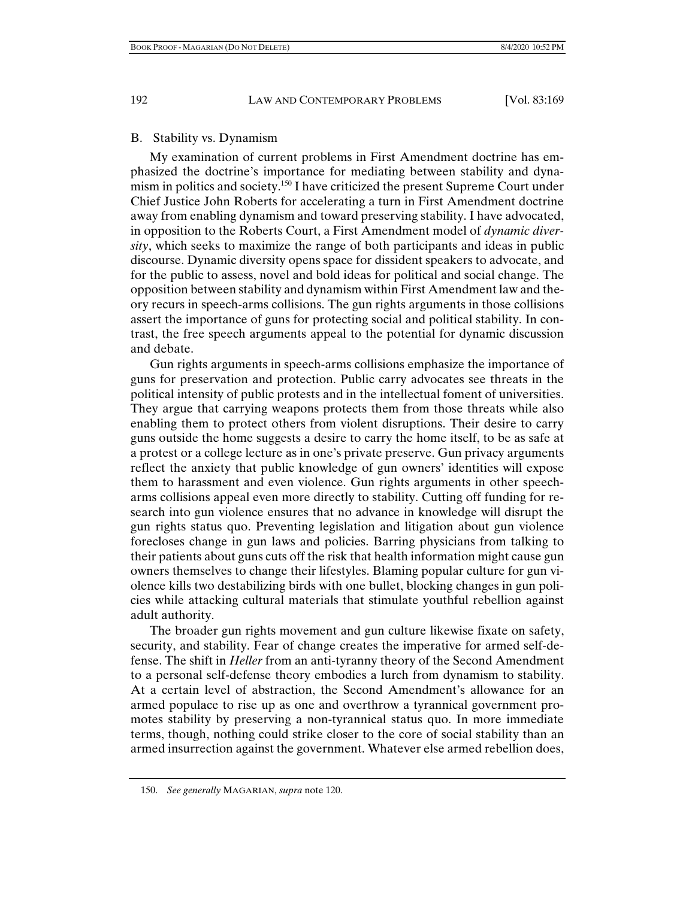## B. Stability vs. Dynamism

My examination of current problems in First Amendment doctrine has emphasized the doctrine's importance for mediating between stability and dynamism in politics and society.[150] I have criticized the present Supreme Court under Chief Justice John Roberts for accelerating a turn in First Amendment doctrine away from enabling dynamism and toward preserving stability. I have advocated, in opposition to the Roberts Court, a First Amendment model of *dynamic diversity*, which seeks to maximize the range of both participants and ideas in public discourse. Dynamic diversity opens space for dissident speakers to advocate, and for the public to assess, novel and bold ideas for political and social change. The opposition between stability and dynamism within First Amendment law and theory recurs in speech-arms collisions. The gun rights arguments in those collisions assert the importance of guns for protecting social and political stability. In contrast, the free speech arguments appeal to the potential for dynamic discussion and debate.

Gun rights arguments in speech-arms collisions emphasize the importance of guns for preservation and protection. Public carry advocates see threats in the political intensity of public protests and in the intellectual foment of universities. They argue that carrying weapons protects them from those threats while also enabling them to protect others from violent disruptions. Their desire to carry guns outside the home suggests a desire to carry the home itself, to be as safe at a protest or a college lecture as in one's private preserve. Gun privacy arguments reflect the anxiety that public knowledge of gun owners' identities will expose them to harassment and even violence. Gun rights arguments in other speech-arms collisions appeal even more directly to stability. Cutting off funding for research into gun violence ensures that no advance in knowledge will disrupt the gun rights status quo. Preventing legislation and litigation about gun violence forecloses change in gun laws and policies. Barring physicians from talking to their patients about guns cuts off the risk that health information might cause gun owners themselves to change their lifestyles. Blaming popular culture for gun violence kills two destabilizing birds with one bullet, blocking changes in gun policies while attacking cultural materials that stimulate youthful rebellion against adult authority.

The broader gun rights movement and gun culture likewise fixate on safety, security, and stability. Fear of change creates the imperative for armed self-defense. The shift in *Heller* from an anti-tyranny theory of the Second Amendment to a personal self-defense theory embodies a lurch from dynamism to stability. At a certain level of abstraction, the Second Amendment's allowance for an armed populace to rise up as one and overthrow a tyrannical government promotes stability by preserving a non-tyrannical status quo. In more immediate terms, though, nothing could strike closer to the core of social stability than an armed insurrection against the government. Whatever else armed rebellion does,

150. *See generally* MAGARIAN, *supra* note 120.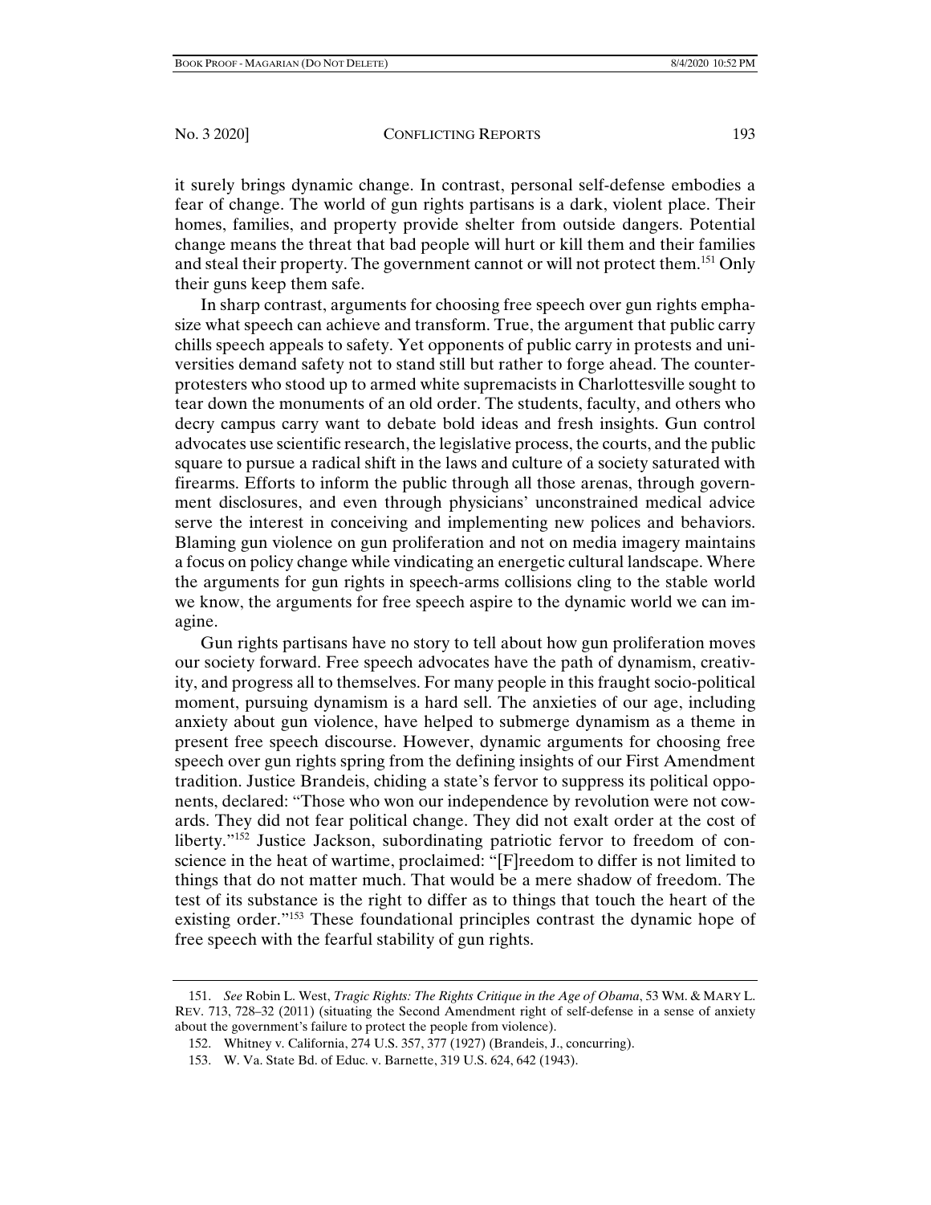it surely brings dynamic change. In contrast, personal self-defense embodies a fear of change. The world of gun rights partisans is a dark, violent place. Their homes, families, and property provide shelter from outside dangers. Potential change means the threat that bad people will hurt or kill them and their families and steal their property. The government cannot or will not protect them.[151] Only their guns keep them safe.

In sharp contrast, arguments for choosing free speech over gun rights emphasize what speech can achieve and transform. True, the argument that public carry chills speech appeals to safety. Yet opponents of public carry in protests and universities demand safety not to stand still but rather to forge ahead. The counter-protesters who stood up to armed white supremacists in Charlottesville sought to tear down the monuments of an old order. The students, faculty, and others who decry campus carry want to debate bold ideas and fresh insights. Gun control advocates use scientific research, the legislative process, the courts, and the public square to pursue a radical shift in the laws and culture of a society saturated with firearms. Efforts to inform the public through all those arenas, through government disclosures, and even through physicians' unconstrained medical advice serve the interest in conceiving and implementing new polices and behaviors. Blaming gun violence on gun proliferation and not on media imagery maintains a focus on policy change while vindicating an energetic cultural landscape. Where the arguments for gun rights in speech-arms collisions cling to the stable world we know, the arguments for free speech aspire to the dynamic world we can imagine.

Gun rights partisans have no story to tell about how gun proliferation moves our society forward. Free speech advocates have the path of dynamism, creativity, and progress all to themselves. For many people in this fraught socio-political moment, pursuing dynamism is a hard sell. The anxieties of our age, including anxiety about gun violence, have helped to submerge dynamism as a theme in present free speech discourse. However, dynamic arguments for choosing free speech over gun rights spring from the defining insights of our First Amendment tradition. Justice Brandeis, chiding a state's fervor to suppress its political opponents, declared: "Those who won our independence by revolution were not cowards. They did not fear political change. They did not exalt order at the cost of liberty."[152] Justice Jackson, subordinating patriotic fervor to freedom of conscience in the heat of wartime, proclaimed: "[F]reedom to differ is not limited to things that do not matter much. That would be a mere shadow of freedom. The test of its substance is the right to differ as to things that touch the heart of the existing order."[153] These foundational principles contrast the dynamic hope of free speech with the fearful stability of gun rights.

---

151. *See* Robin L. West, *Tragic Rights: The Rights Critique in the Age of Obama*, 53 WM. & MARY L. REV. 713, 728–32 (2011) (situating the Second Amendment right of self-defense in a sense of anxiety about the government's failure to protect the people from violence).

152. Whitney v. California, 274 U.S. 357, 377 (1927) (Brandeis, J., concurring).

153. W. Va. State Bd. of Educ. v. Barnette, 319 U.S. 624, 642 (1943).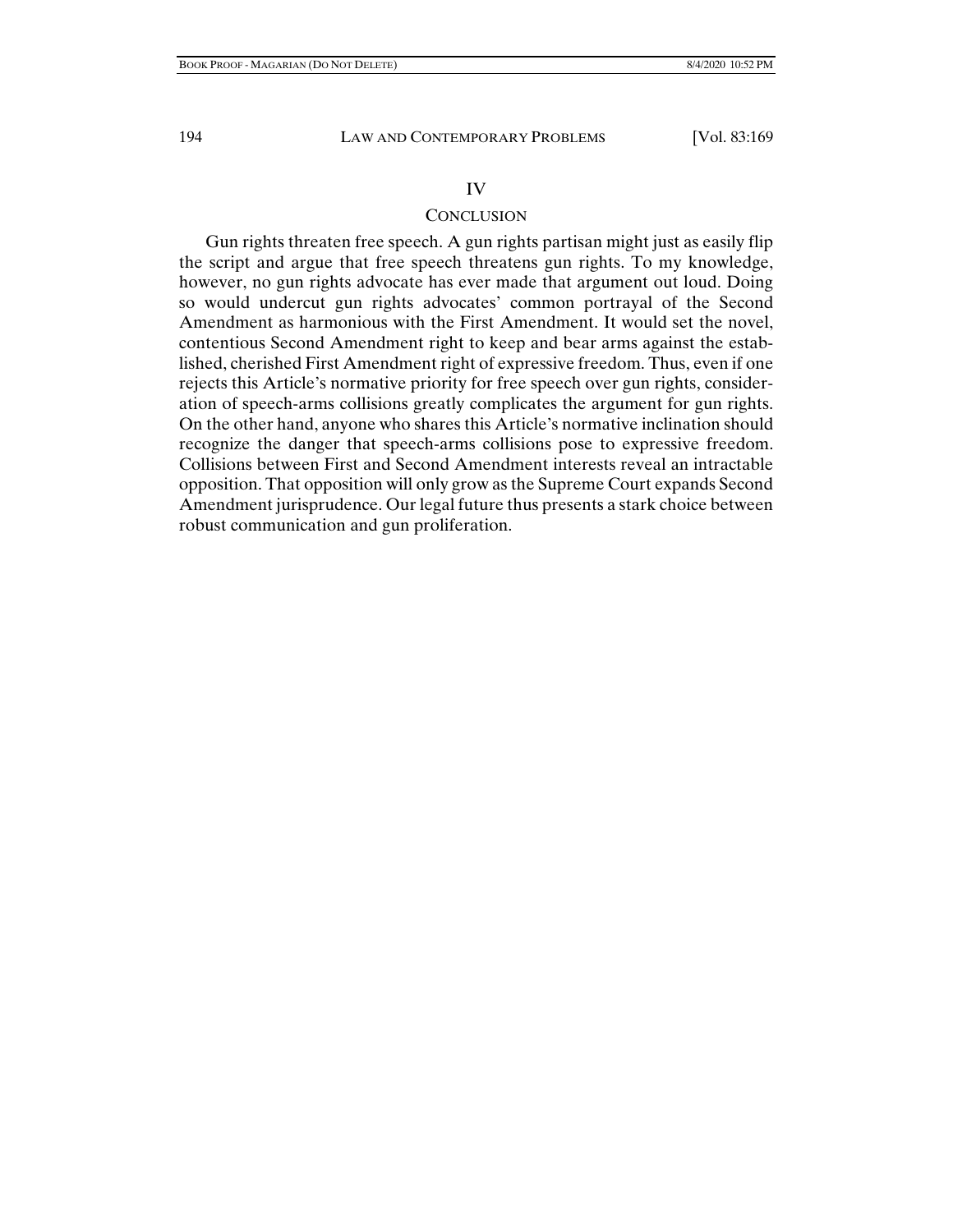## IV

## CONCLUSION

Gun rights threaten free speech. A gun rights partisan might just as easily flip the script and argue that free speech threatens gun rights. To my knowledge, however, no gun rights advocate has ever made that argument out loud. Doing so would undercut gun rights advocates' common portrayal of the Second Amendment as harmonious with the First Amendment. It would set the novel, contentious Second Amendment right to keep and bear arms against the established, cherished First Amendment right of expressive freedom. Thus, even if one rejects this Article's normative priority for free speech over gun rights, consideration of speech-arms collisions greatly complicates the argument for gun rights. On the other hand, anyone who shares this Article's normative inclination should recognize the danger that speech-arms collisions pose to expressive freedom. Collisions between First and Second Amendment interests reveal an intractable opposition. That opposition will only grow as the Supreme Court expands Second Amendment jurisprudence. Our legal future thus presents a stark choice between robust communication and gun proliferation.